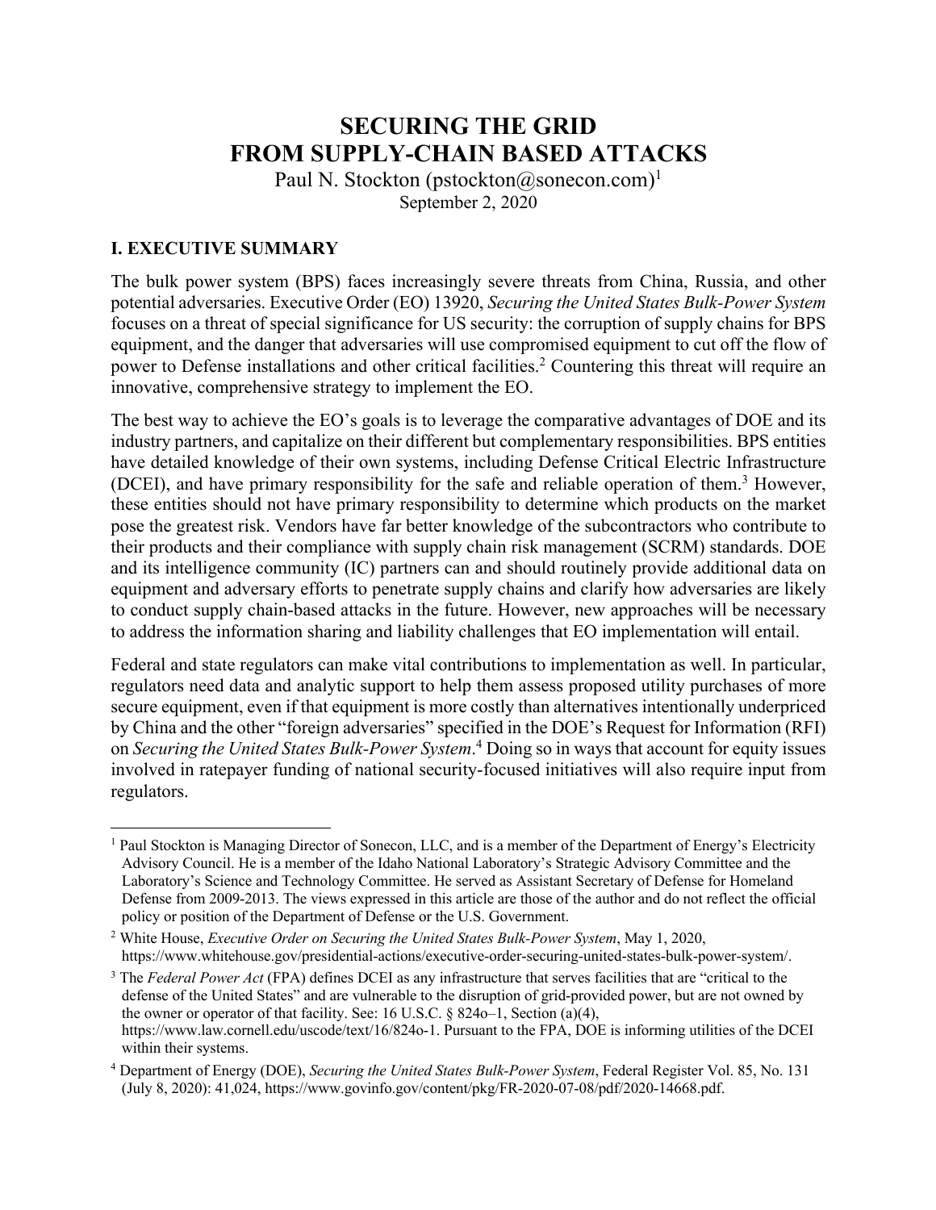# SECURING THE GRID FROM SUPPLY-CHAIN BASED ATTACKS

Paul N. Stockton (pstockton@sonecon.com)[1]

September 2, 2020

## I. EXECUTIVE SUMMARY

The bulk power system (BPS) faces increasingly severe threats from China, Russia, and other potential adversaries. Executive Order (EO) 13920, *Securing the United States Bulk-Power System* focuses on a threat of special significance for US security: the corruption of supply chains for BPS equipment, and the danger that adversaries will use compromised equipment to cut off the flow of power to Defense installations and other critical facilities.[2] Countering this threat will require an innovative, comprehensive strategy to implement the EO.

The best way to achieve the EO's goals is to leverage the comparative advantages of DOE and its industry partners, and capitalize on their different but complementary responsibilities. BPS entities have detailed knowledge of their own systems, including Defense Critical Electric Infrastructure (DCEI), and have primary responsibility for the safe and reliable operation of them.[3] However, these entities should not have primary responsibility to determine which products on the market pose the greatest risk. Vendors have far better knowledge of the subcontractors who contribute to their products and their compliance with supply chain risk management (SCRM) standards. DOE and its intelligence community (IC) partners can and should routinely provide additional data on equipment and adversary efforts to penetrate supply chains and clarify how adversaries are likely to conduct supply chain-based attacks in the future. However, new approaches will be necessary to address the information sharing and liability challenges that EO implementation will entail.

Federal and state regulators can make vital contributions to implementation as well. In particular, regulators need data and analytic support to help them assess proposed utility purchases of more secure equipment, even if that equipment is more costly than alternatives intentionally underpriced by China and the other "foreign adversaries" specified in the DOE's Request for Information (RFI) on *Securing the United States Bulk-Power System*.[4] Doing so in ways that account for equity issues involved in ratepayer funding of national security-focused initiatives will also require input from regulators.

---

[1] Paul Stockton is Managing Director of Sonecon, LLC, and is a member of the Department of Energy's Electricity Advisory Council. He is a member of the Idaho National Laboratory's Strategic Advisory Committee and the Laboratory's Science and Technology Committee. He served as Assistant Secretary of Defense for Homeland Defense from 2009-2013. The views expressed in this article are those of the author and do not reflect the official policy or position of the Department of Defense or the U.S. Government.

[2] White House, *Executive Order on Securing the United States Bulk-Power System*, May 1, 2020, https://www.whitehouse.gov/presidential-actions/executive-order-securing-united-states-bulk-power-system/.

[3] The *Federal Power Act* (FPA) defines DCEI as any infrastructure that serves facilities that are "critical to the defense of the United States" and are vulnerable to the disruption of grid-provided power, but are not owned by the owner or operator of that facility. See: 16 U.S.C. § 824o–1, Section (a)(4), https://www.law.cornell.edu/uscode/text/16/824o-1. Pursuant to the FPA, DOE is informing utilities of the DCEI within their systems.

[4] Department of Energy (DOE), *Securing the United States Bulk-Power System*, Federal Register Vol. 85, No. 131 (July 8, 2020): 41,024, https://www.govinfo.gov/content/pkg/FR-2020-07-08/pdf/2020-14668.pdf.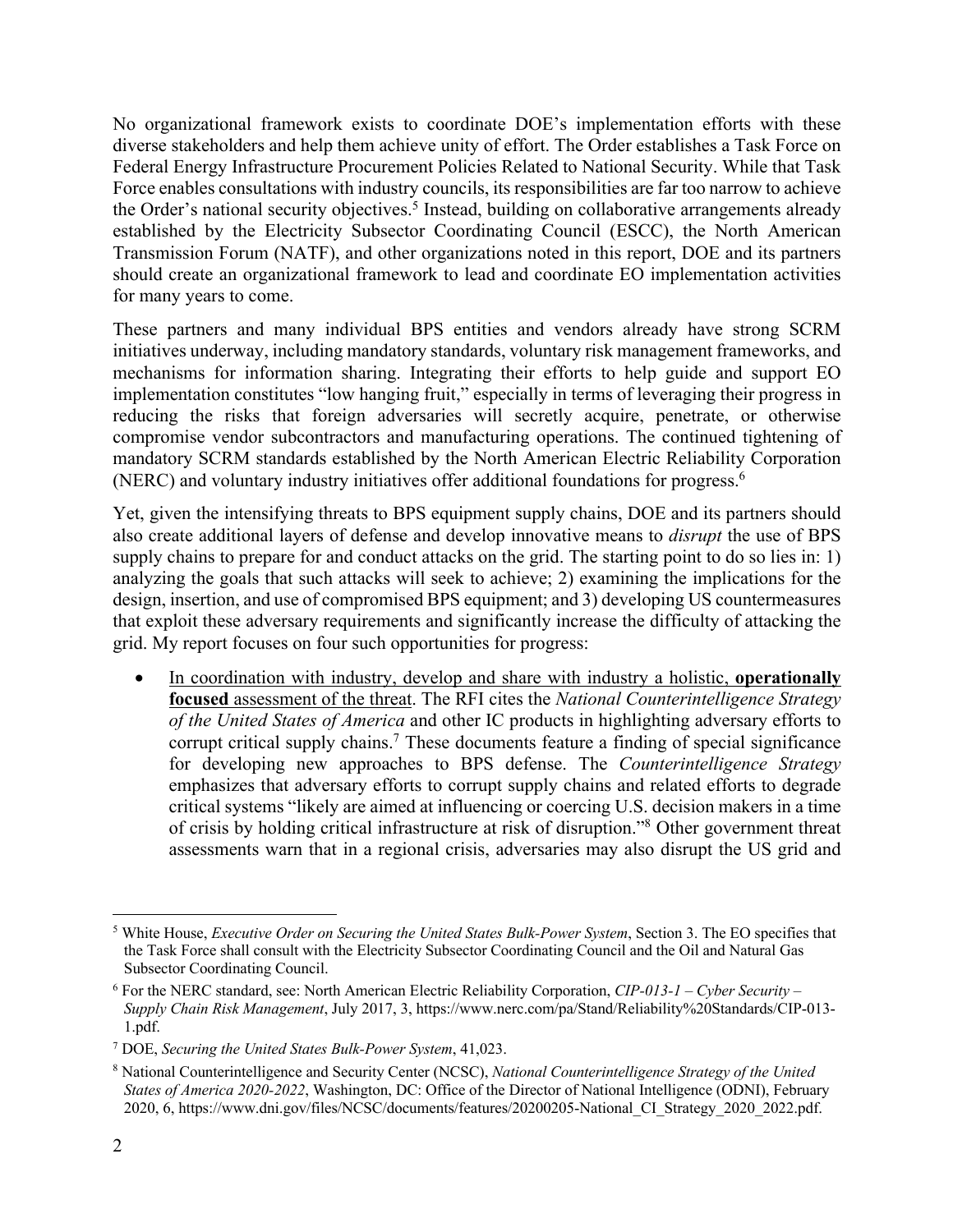No organizational framework exists to coordinate DOE's implementation efforts with these diverse stakeholders and help them achieve unity of effort. The Order establishes a Task Force on Federal Energy Infrastructure Procurement Policies Related to National Security. While that Task Force enables consultations with industry councils, its responsibilities are far too narrow to achieve the Order's national security objectives.[5] Instead, building on collaborative arrangements already established by the Electricity Subsector Coordinating Council (ESCC), the North American Transmission Forum (NATF), and other organizations noted in this report, DOE and its partners should create an organizational framework to lead and coordinate EO implementation activities for many years to come.

These partners and many individual BPS entities and vendors already have strong SCRM initiatives underway, including mandatory standards, voluntary risk management frameworks, and mechanisms for information sharing. Integrating their efforts to help guide and support EO implementation constitutes "low hanging fruit," especially in terms of leveraging their progress in reducing the risks that foreign adversaries will secretly acquire, penetrate, or otherwise compromise vendor subcontractors and manufacturing operations. The continued tightening of mandatory SCRM standards established by the North American Electric Reliability Corporation (NERC) and voluntary industry initiatives offer additional foundations for progress.[6]

Yet, given the intensifying threats to BPS equipment supply chains, DOE and its partners should also create additional layers of defense and develop innovative means to *disrupt* the use of BPS supply chains to prepare for and conduct attacks on the grid. The starting point to do so lies in: 1) analyzing the goals that such attacks will seek to achieve; 2) examining the implications for the design, insertion, and use of compromised BPS equipment; and 3) developing US countermeasures that exploit these adversary requirements and significantly increase the difficulty of attacking the grid. My report focuses on four such opportunities for progress:

- In coordination with industry, develop and share with industry a holistic, **operationally focused** assessment of the threat. The RFI cites the *National Counterintelligence Strategy of the United States of America* and other IC products in highlighting adversary efforts to corrupt critical supply chains.[7] These documents feature a finding of special significance for developing new approaches to BPS defense. The *Counterintelligence Strategy* emphasizes that adversary efforts to corrupt supply chains and related efforts to degrade critical systems "likely are aimed at influencing or coercing U.S. decision makers in a time of crisis by holding critical infrastructure at risk of disruption."[8] Other government threat assessments warn that in a regional crisis, adversaries may also disrupt the US grid and

---

[5] White House, *Executive Order on Securing the United States Bulk-Power System*, Section 3. The EO specifies that the Task Force shall consult with the Electricity Subsector Coordinating Council and the Oil and Natural Gas Subsector Coordinating Council.

[6] For the NERC standard, see: North American Electric Reliability Corporation, *CIP-013-1 – Cyber Security – Supply Chain Risk Management*, July 2017, 3, https://www.nerc.com/pa/Stand/Reliability%20Standards/CIP-013-1.pdf.

[7] DOE, *Securing the United States Bulk-Power System*, 41,023.

[8] National Counterintelligence and Security Center (NCSC), *National Counterintelligence Strategy of the United States of America 2020-2022*, Washington, DC: Office of the Director of National Intelligence (ODNI), February 2020, 6, https://www.dni.gov/files/NCSC/documents/features/20200205-National_CI_Strategy_2020_2022.pdf.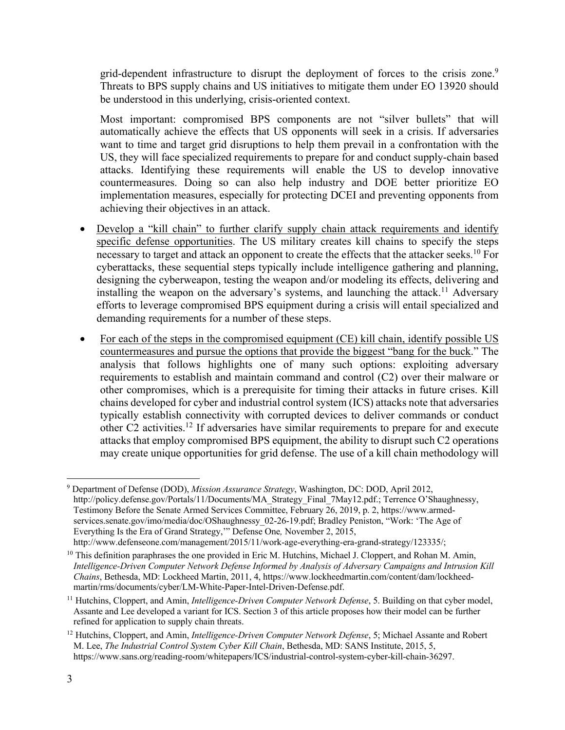grid-dependent infrastructure to disrupt the deployment of forces to the crisis zone.[9] Threats to BPS supply chains and US initiatives to mitigate them under EO 13920 should be understood in this underlying, crisis-oriented context.

Most important: compromised BPS components are not "silver bullets" that will automatically achieve the effects that US opponents will seek in a crisis. If adversaries want to time and target grid disruptions to help them prevail in a confrontation with the US, they will face specialized requirements to prepare for and conduct supply-chain based attacks. Identifying these requirements will enable the US to develop innovative countermeasures. Doing so can also help industry and DOE better prioritize EO implementation measures, especially for protecting DCEI and preventing opponents from achieving their objectives in an attack.

- Develop a "kill chain" to further clarify supply chain attack requirements and identify specific defense opportunities. The US military creates kill chains to specify the steps necessary to target and attack an opponent to create the effects that the attacker seeks.[10] For cyberattacks, these sequential steps typically include intelligence gathering and planning, designing the cyberweapon, testing the weapon and/or modeling its effects, delivering and installing the weapon on the adversary's systems, and launching the attack.[11] Adversary efforts to leverage compromised BPS equipment during a crisis will entail specialized and demanding requirements for a number of these steps.

- For each of the steps in the compromised equipment (CE) kill chain, identify possible US countermeasures and pursue the options that provide the biggest "bang for the buck." The analysis that follows highlights one of many such options: exploiting adversary requirements to establish and maintain command and control (C2) over their malware or other compromises, which is a prerequisite for timing their attacks in future crises. Kill chains developed for cyber and industrial control system (ICS) attacks note that adversaries typically establish connectivity with corrupted devices to deliver commands or conduct other C2 activities.[12] If adversaries have similar requirements to prepare for and execute attacks that employ compromised BPS equipment, the ability to disrupt such C2 operations may create unique opportunities for grid defense. The use of a kill chain methodology will

---

[9] Department of Defense (DOD), *Mission Assurance Strategy*, Washington, DC: DOD, April 2012, http://policy.defense.gov/Portals/11/Documents/MA_Strategy_Final_7May12.pdf.; Terrence O'Shaughnessy, Testimony Before the Senate Armed Services Committee, February 26, 2019, p. 2, https://www.armed-services.senate.gov/imo/media/doc/OShaughnessy_02-26-19.pdf; Bradley Peniston, "Work: 'The Age of Everything Is the Era of Grand Strategy,'" Defense One*,* November 2, 2015, http://www.defenseone.com/management/2015/11/work-age-everything-era-grand-strategy/123335/;

[10] This definition paraphrases the one provided in Eric M. Hutchins, Michael J. Cloppert, and Rohan M. Amin, *Intelligence-Driven Computer Network Defense Informed by Analysis of Adversary Campaigns and Intrusion Kill Chains*, Bethesda, MD: Lockheed Martin, 2011, 4, https://www.lockheedmartin.com/content/dam/lockheed-martin/rms/documents/cyber/LM-White-Paper-Intel-Driven-Defense.pdf.

[11] Hutchins, Cloppert, and Amin, *Intelligence-Driven Computer Network Defense*, 5. Building on that cyber model, Assante and Lee developed a variant for ICS. Section 3 of this article proposes how their model can be further refined for application to supply chain threats.

[12] Hutchins, Cloppert, and Amin, *Intelligence-Driven Computer Network Defense*, 5; Michael Assante and Robert M. Lee, *The Industrial Control System Cyber Kill Chain*, Bethesda, MD: SANS Institute, 2015, 5, https://www.sans.org/reading-room/whitepapers/ICS/industrial-control-system-cyber-kill-chain-36297.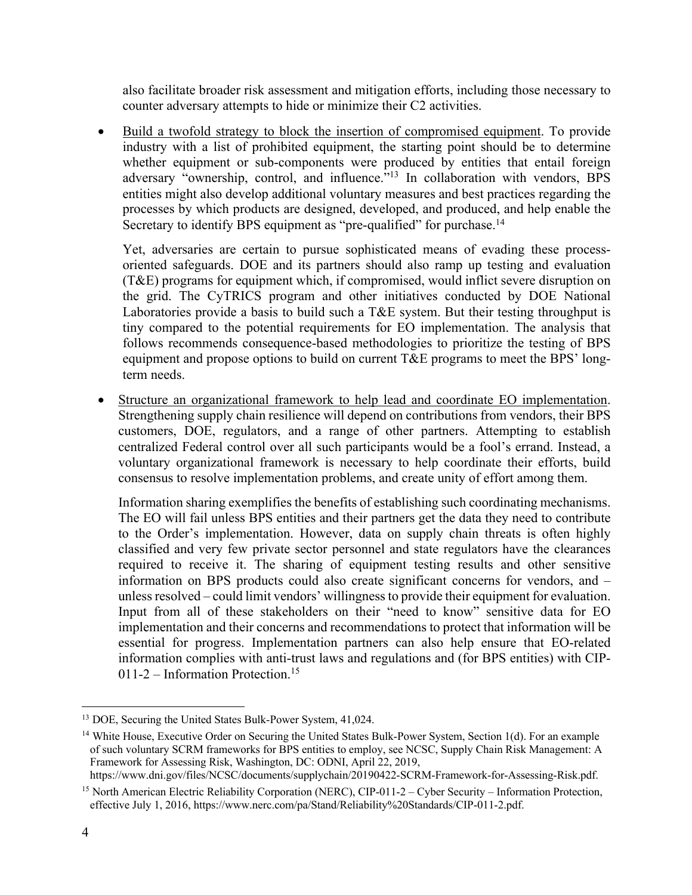also facilitate broader risk assessment and mitigation efforts, including those necessary to counter adversary attempts to hide or minimize their C2 activities.

- Build a twofold strategy to block the insertion of compromised equipment. To provide industry with a list of prohibited equipment, the starting point should be to determine whether equipment or sub-components were produced by entities that entail foreign adversary "ownership, control, and influence."[13] In collaboration with vendors, BPS entities might also develop additional voluntary measures and best practices regarding the processes by which products are designed, developed, and produced, and help enable the Secretary to identify BPS equipment as "pre-qualified" for purchase.[14]

  Yet, adversaries are certain to pursue sophisticated means of evading these process-oriented safeguards. DOE and its partners should also ramp up testing and evaluation (T&E) programs for equipment which, if compromised, would inflict severe disruption on the grid. The CyTRICS program and other initiatives conducted by DOE National Laboratories provide a basis to build such a T&E system. But their testing throughput is tiny compared to the potential requirements for EO implementation. The analysis that follows recommends consequence-based methodologies to prioritize the testing of BPS equipment and propose options to build on current T&E programs to meet the BPS' long-term needs.

- Structure an organizational framework to help lead and coordinate EO implementation. Strengthening supply chain resilience will depend on contributions from vendors, their BPS customers, DOE, regulators, and a range of other partners. Attempting to establish centralized Federal control over all such participants would be a fool's errand. Instead, a voluntary organizational framework is necessary to help coordinate their efforts, build consensus to resolve implementation problems, and create unity of effort among them.

  Information sharing exemplifies the benefits of establishing such coordinating mechanisms. The EO will fail unless BPS entities and their partners get the data they need to contribute to the Order's implementation. However, data on supply chain threats is often highly classified and very few private sector personnel and state regulators have the clearances required to receive it. The sharing of equipment testing results and other sensitive information on BPS products could also create significant concerns for vendors, and – unless resolved – could limit vendors' willingness to provide their equipment for evaluation. Input from all of these stakeholders on their "need to know" sensitive data for EO implementation and their concerns and recommendations to protect that information will be essential for progress. Implementation partners can also help ensure that EO-related information complies with anti-trust laws and regulations and (for BPS entities) with CIP-011-2 – Information Protection.[15]

---

[13] DOE, Securing the United States Bulk-Power System, 41,024.

[14] White House, Executive Order on Securing the United States Bulk-Power System, Section 1(d). For an example of such voluntary SCRM frameworks for BPS entities to employ, see NCSC, Supply Chain Risk Management: A Framework for Assessing Risk, Washington, DC: ODNI, April 22, 2019, https://www.dni.gov/files/NCSC/documents/supplychain/20190422-SCRM-Framework-for-Assessing-Risk.pdf.

[15] North American Electric Reliability Corporation (NERC), CIP-011-2 – Cyber Security – Information Protection, effective July 1, 2016, https://www.nerc.com/pa/Stand/Reliability%20Standards/CIP-011-2.pdf.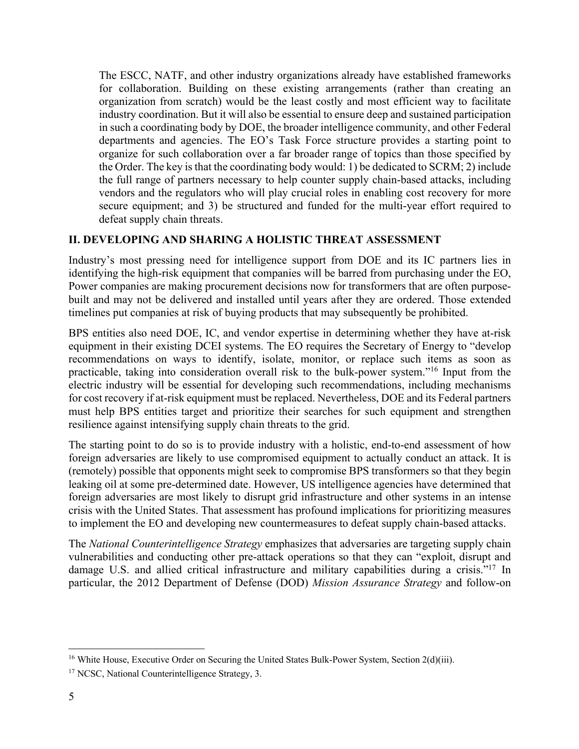The ESCC, NATF, and other industry organizations already have established frameworks for collaboration. Building on these existing arrangements (rather than creating an organization from scratch) would be the least costly and most efficient way to facilitate industry coordination. But it will also be essential to ensure deep and sustained participation in such a coordinating body by DOE, the broader intelligence community, and other Federal departments and agencies. The EO's Task Force structure provides a starting point to organize for such collaboration over a far broader range of topics than those specified by the Order. The key is that the coordinating body would: 1) be dedicated to SCRM; 2) include the full range of partners necessary to help counter supply chain-based attacks, including vendors and the regulators who will play crucial roles in enabling cost recovery for more secure equipment; and 3) be structured and funded for the multi-year effort required to defeat supply chain threats.

## II. DEVELOPING AND SHARING A HOLISTIC THREAT ASSESSMENT

Industry's most pressing need for intelligence support from DOE and its IC partners lies in identifying the high-risk equipment that companies will be barred from purchasing under the EO, Power companies are making procurement decisions now for transformers that are often purpose-built and may not be delivered and installed until years after they are ordered. Those extended timelines put companies at risk of buying products that may subsequently be prohibited.

BPS entities also need DOE, IC, and vendor expertise in determining whether they have at-risk equipment in their existing DCEI systems. The EO requires the Secretary of Energy to "develop recommendations on ways to identify, isolate, monitor, or replace such items as soon as practicable, taking into consideration overall risk to the bulk-power system."[16] Input from the electric industry will be essential for developing such recommendations, including mechanisms for cost recovery if at-risk equipment must be replaced. Nevertheless, DOE and its Federal partners must help BPS entities target and prioritize their searches for such equipment and strengthen resilience against intensifying supply chain threats to the grid.

The starting point to do so is to provide industry with a holistic, end-to-end assessment of how foreign adversaries are likely to use compromised equipment to actually conduct an attack. It is (remotely) possible that opponents might seek to compromise BPS transformers so that they begin leaking oil at some pre-determined date. However, US intelligence agencies have determined that foreign adversaries are most likely to disrupt grid infrastructure and other systems in an intense crisis with the United States. That assessment has profound implications for prioritizing measures to implement the EO and developing new countermeasures to defeat supply chain-based attacks.

The *National Counterintelligence Strategy* emphasizes that adversaries are targeting supply chain vulnerabilities and conducting other pre-attack operations so that they can "exploit, disrupt and damage U.S. and allied critical infrastructure and military capabilities during a crisis."[17] In particular, the 2012 Department of Defense (DOD) *Mission Assurance Strategy* and follow-on

---

[16] White House, Executive Order on Securing the United States Bulk-Power System, Section 2(d)(iii).

[17] NCSC, National Counterintelligence Strategy, 3.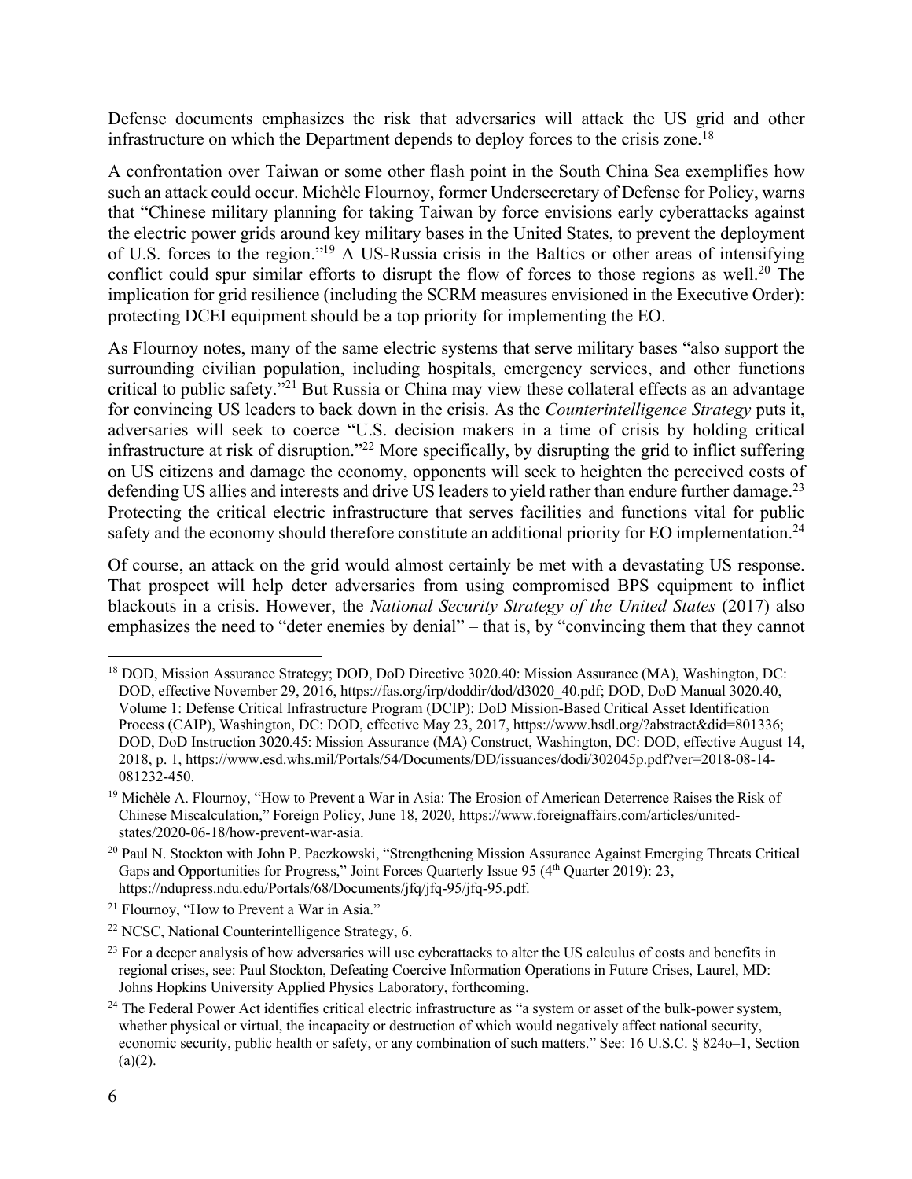Defense documents emphasizes the risk that adversaries will attack the US grid and other infrastructure on which the Department depends to deploy forces to the crisis zone.[18]

A confrontation over Taiwan or some other flash point in the South China Sea exemplifies how such an attack could occur. Michèle Flournoy, former Undersecretary of Defense for Policy, warns that "Chinese military planning for taking Taiwan by force envisions early cyberattacks against the electric power grids around key military bases in the United States, to prevent the deployment of U.S. forces to the region."[19] A US-Russia crisis in the Baltics or other areas of intensifying conflict could spur similar efforts to disrupt the flow of forces to those regions as well.[20] The implication for grid resilience (including the SCRM measures envisioned in the Executive Order): protecting DCEI equipment should be a top priority for implementing the EO.

As Flournoy notes, many of the same electric systems that serve military bases "also support the surrounding civilian population, including hospitals, emergency services, and other functions critical to public safety."[21] But Russia or China may view these collateral effects as an advantage for convincing US leaders to back down in the crisis. As the *Counterintelligence Strategy* puts it, adversaries will seek to coerce "U.S. decision makers in a time of crisis by holding critical infrastructure at risk of disruption."[22] More specifically, by disrupting the grid to inflict suffering on US citizens and damage the economy, opponents will seek to heighten the perceived costs of defending US allies and interests and drive US leaders to yield rather than endure further damage.[23] Protecting the critical electric infrastructure that serves facilities and functions vital for public safety and the economy should therefore constitute an additional priority for EO implementation.[24]

Of course, an attack on the grid would almost certainly be met with a devastating US response. That prospect will help deter adversaries from using compromised BPS equipment to inflict blackouts in a crisis. However, the *National Security Strategy of the United States* (2017) also emphasizes the need to "deter enemies by denial" – that is, by "convincing them that they cannot

---

[18] DOD, Mission Assurance Strategy; DOD, DoD Directive 3020.40: Mission Assurance (MA), Washington, DC: DOD, effective November 29, 2016, https://fas.org/irp/doddir/dod/d3020_40.pdf; DOD, DoD Manual 3020.40, Volume 1: Defense Critical Infrastructure Program (DCIP): DoD Mission-Based Critical Asset Identification Process (CAIP), Washington, DC: DOD, effective May 23, 2017, https://www.hsdl.org/?abstract&did=801336; DOD, DoD Instruction 3020.45: Mission Assurance (MA) Construct, Washington, DC: DOD, effective August 14, 2018, p. 1, https://www.esd.whs.mil/Portals/54/Documents/DD/issuances/dodi/302045p.pdf?ver=2018-08-14-081232-450.

[19] Michèle A. Flournoy, "How to Prevent a War in Asia: The Erosion of American Deterrence Raises the Risk of Chinese Miscalculation," Foreign Policy, June 18, 2020, https://www.foreignaffairs.com/articles/united-states/2020-06-18/how-prevent-war-asia.

[20] Paul N. Stockton with John P. Paczkowski, "Strengthening Mission Assurance Against Emerging Threats Critical Gaps and Opportunities for Progress," Joint Forces Quarterly Issue 95 (4th Quarter 2019): 23, https://ndupress.ndu.edu/Portals/68/Documents/jfq/jfq-95/jfq-95.pdf.

[21] Flournoy, "How to Prevent a War in Asia."

[22] NCSC, National Counterintelligence Strategy, 6.

[23] For a deeper analysis of how adversaries will use cyberattacks to alter the US calculus of costs and benefits in regional crises, see: Paul Stockton, Defeating Coercive Information Operations in Future Crises, Laurel, MD: Johns Hopkins University Applied Physics Laboratory, forthcoming.

[24] The Federal Power Act identifies critical electric infrastructure as "a system or asset of the bulk-power system, whether physical or virtual, the incapacity or destruction of which would negatively affect national security, economic security, public health or safety, or any combination of such matters." See: 16 U.S.C. § 824o–1, Section (a)(2).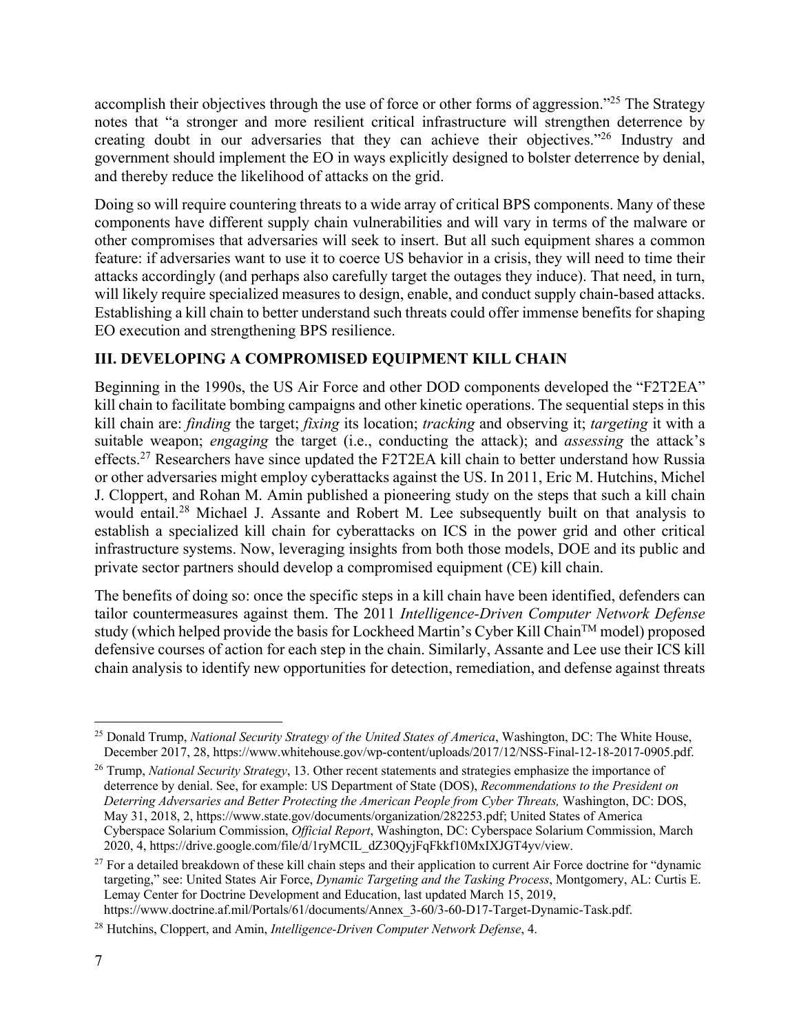accomplish their objectives through the use of force or other forms of aggression."[25] The Strategy notes that "a stronger and more resilient critical infrastructure will strengthen deterrence by creating doubt in our adversaries that they can achieve their objectives."[26] Industry and government should implement the EO in ways explicitly designed to bolster deterrence by denial, and thereby reduce the likelihood of attacks on the grid.

Doing so will require countering threats to a wide array of critical BPS components. Many of these components have different supply chain vulnerabilities and will vary in terms of the malware or other compromises that adversaries will seek to insert. But all such equipment shares a common feature: if adversaries want to use it to coerce US behavior in a crisis, they will need to time their attacks accordingly (and perhaps also carefully target the outages they induce). That need, in turn, will likely require specialized measures to design, enable, and conduct supply chain-based attacks. Establishing a kill chain to better understand such threats could offer immense benefits for shaping EO execution and strengthening BPS resilience.

## III. DEVELOPING A COMPROMISED EQUIPMENT KILL CHAIN

Beginning in the 1990s, the US Air Force and other DOD components developed the "F2T2EA" kill chain to facilitate bombing campaigns and other kinetic operations. The sequential steps in this kill chain are: *finding* the target; *fixing* its location; *tracking* and observing it; *targeting* it with a suitable weapon; *engaging* the target (i.e., conducting the attack); and *assessing* the attack's effects.[27] Researchers have since updated the F2T2EA kill chain to better understand how Russia or other adversaries might employ cyberattacks against the US. In 2011, Eric M. Hutchins, Michel J. Cloppert, and Rohan M. Amin published a pioneering study on the steps that such a kill chain would entail.[28] Michael J. Assante and Robert M. Lee subsequently built on that analysis to establish a specialized kill chain for cyberattacks on ICS in the power grid and other critical infrastructure systems. Now, leveraging insights from both those models, DOE and its public and private sector partners should develop a compromised equipment (CE) kill chain.

The benefits of doing so: once the specific steps in a kill chain have been identified, defenders can tailor countermeasures against them. The 2011 *Intelligence-Driven Computer Network Defense* study (which helped provide the basis for Lockheed Martin's Cyber Kill Chain™ model) proposed defensive courses of action for each step in the chain. Similarly, Assante and Lee use their ICS kill chain analysis to identify new opportunities for detection, remediation, and defense against threats

---

[25] Donald Trump, *National Security Strategy of the United States of America*, Washington, DC: The White House, December 2017, 28, https://www.whitehouse.gov/wp-content/uploads/2017/12/NSS-Final-12-18-2017-0905.pdf.

[26] Trump, *National Security Strategy*, 13. Other recent statements and strategies emphasize the importance of deterrence by denial. See, for example: US Department of State (DOS), *Recommendations to the President on Deterring Adversaries and Better Protecting the American People from Cyber Threats,* Washington, DC: DOS, May 31, 2018, 2, https://www.state.gov/documents/organization/282253.pdf; United States of America Cyberspace Solarium Commission, *Official Report*, Washington, DC: Cyberspace Solarium Commission, March 2020, 4, https://drive.google.com/file/d/1ryMCIL_dZ30QyjFqFkkf10MxIXJGT4yv/view.

[27] For a detailed breakdown of these kill chain steps and their application to current Air Force doctrine for "dynamic targeting," see: United States Air Force, *Dynamic Targeting and the Tasking Process*, Montgomery, AL: Curtis E. Lemay Center for Doctrine Development and Education, last updated March 15, 2019, https://www.doctrine.af.mil/Portals/61/documents/Annex_3-60/3-60-D17-Target-Dynamic-Task.pdf.

[28] Hutchins, Cloppert, and Amin, *Intelligence-Driven Computer Network Defense*, 4.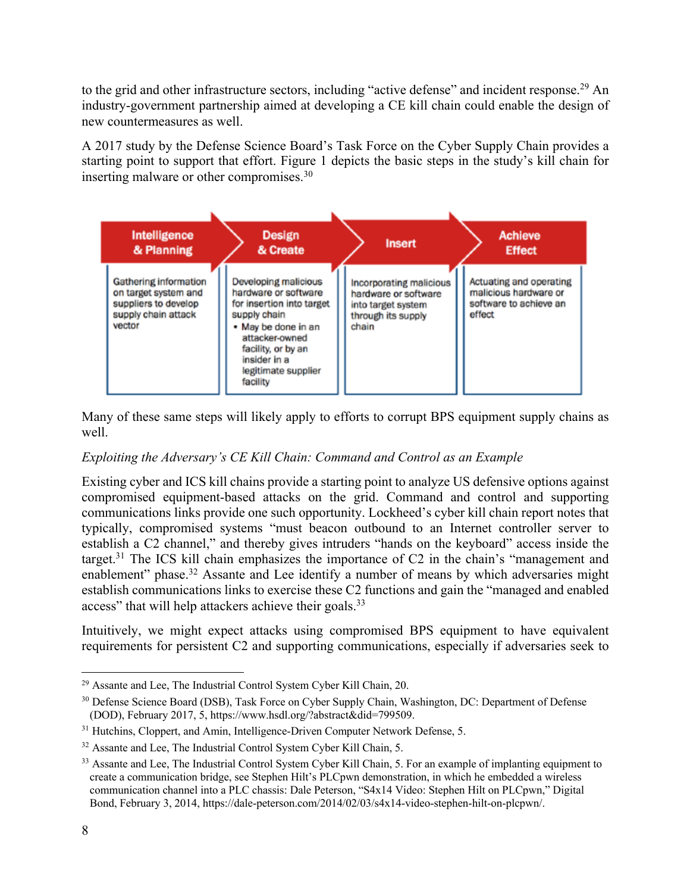to the grid and other infrastructure sectors, including "active defense" and incident response.[29] An industry-government partnership aimed at developing a CE kill chain could enable the design of new countermeasures as well.

A 2017 study by the Defense Science Board's Task Force on the Cyber Supply Chain provides a starting point to support that effort. Figure 1 depicts the basic steps in the study's kill chain for inserting malware or other compromises.[30]

| Intelligence & Planning | Design & Create | Insert | Achieve Effect |
|---|---|---|---|
| Gathering information on target system and suppliers to develop supply chain attack vector | Developing malicious hardware or software for insertion into target supply chain<br>• May be done in an attacker-owned facility, or by an insider in a legitimate supplier facility | Incorporating malicious hardware or software into target system through its supply chain | Actuating and operating malicious hardware or software to achieve an effect |

Many of these same steps will likely apply to efforts to corrupt BPS equipment supply chains as well.

*Exploiting the Adversary's CE Kill Chain: Command and Control as an Example*

Existing cyber and ICS kill chains provide a starting point to analyze US defensive options against compromised equipment-based attacks on the grid. Command and control and supporting communications links provide one such opportunity. Lockheed's cyber kill chain report notes that typically, compromised systems "must beacon outbound to an Internet controller server to establish a C2 channel," and thereby gives intruders "hands on the keyboard" access inside the target.[31] The ICS kill chain emphasizes the importance of C2 in the chain's "management and enablement" phase.[32] Assante and Lee identify a number of means by which adversaries might establish communications links to exercise these C2 functions and gain the "managed and enabled access" that will help attackers achieve their goals.[33]

Intuitively, we might expect attacks using compromised BPS equipment to have equivalent requirements for persistent C2 and supporting communications, especially if adversaries seek to

---

[29] Assante and Lee, The Industrial Control System Cyber Kill Chain, 20.

[30] Defense Science Board (DSB), Task Force on Cyber Supply Chain, Washington, DC: Department of Defense (DOD), February 2017, 5, https://www.hsdl.org/?abstract&did=799509.

[31] Hutchins, Cloppert, and Amin, Intelligence-Driven Computer Network Defense, 5.

[32] Assante and Lee, The Industrial Control System Cyber Kill Chain, 5.

[33] Assante and Lee, The Industrial Control System Cyber Kill Chain, 5. For an example of implanting equipment to create a communication bridge, see Stephen Hilt's PLCpwn demonstration, in which he embedded a wireless communication channel into a PLC chassis: Dale Peterson, "S4x14 Video: Stephen Hilt on PLCpwn," Digital Bond, February 3, 2014, https://dale-peterson.com/2014/02/03/s4x14-video-stephen-hilt-on-plcpwn/.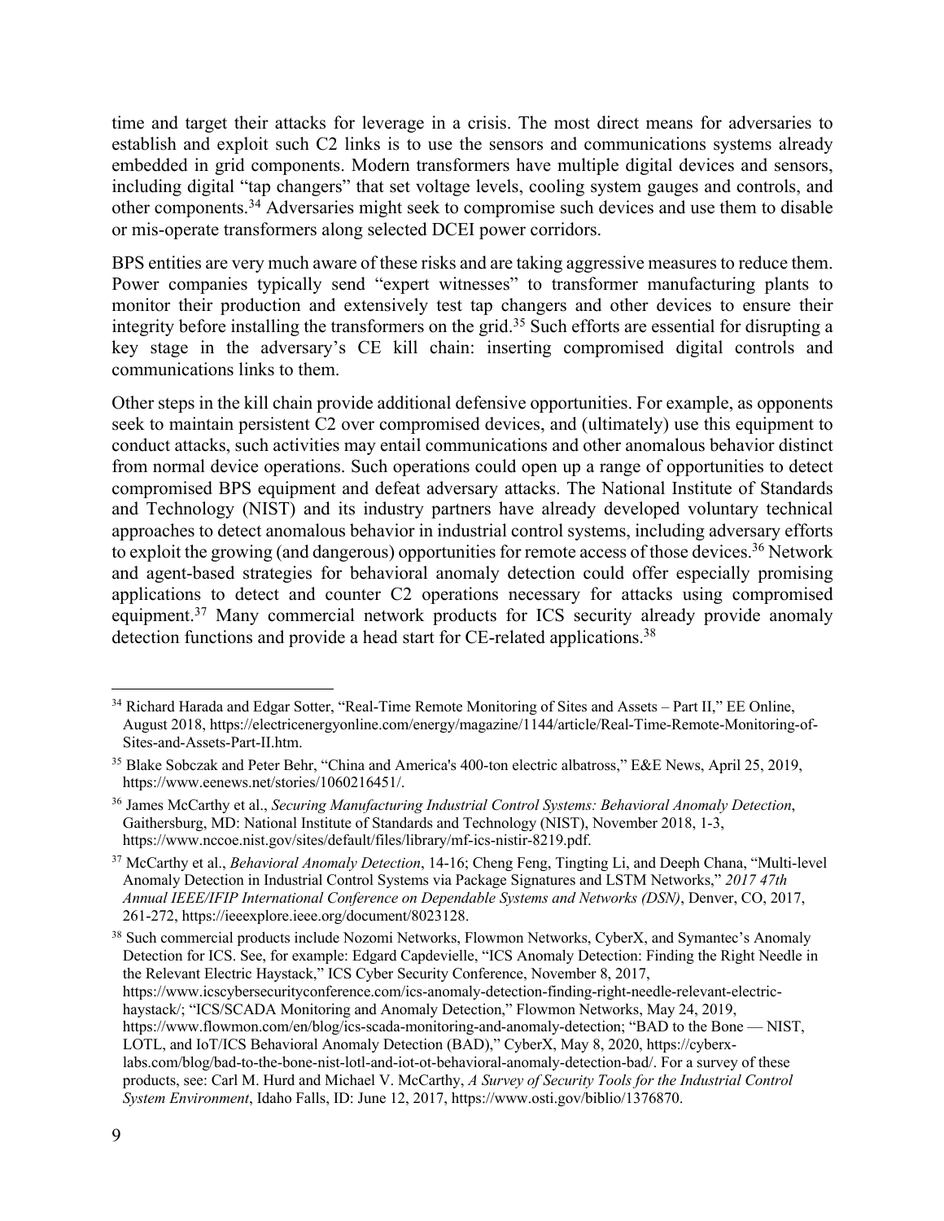time and target their attacks for leverage in a crisis. The most direct means for adversaries to establish and exploit such C2 links is to use the sensors and communications systems already embedded in grid components. Modern transformers have multiple digital devices and sensors, including digital "tap changers" that set voltage levels, cooling system gauges and controls, and other components.[34] Adversaries might seek to compromise such devices and use them to disable or mis-operate transformers along selected DCEI power corridors.

BPS entities are very much aware of these risks and are taking aggressive measures to reduce them. Power companies typically send "expert witnesses" to transformer manufacturing plants to monitor their production and extensively test tap changers and other devices to ensure their integrity before installing the transformers on the grid.[35] Such efforts are essential for disrupting a key stage in the adversary's CE kill chain: inserting compromised digital controls and communications links to them.

Other steps in the kill chain provide additional defensive opportunities. For example, as opponents seek to maintain persistent C2 over compromised devices, and (ultimately) use this equipment to conduct attacks, such activities may entail communications and other anomalous behavior distinct from normal device operations. Such operations could open up a range of opportunities to detect compromised BPS equipment and defeat adversary attacks. The National Institute of Standards and Technology (NIST) and its industry partners have already developed voluntary technical approaches to detect anomalous behavior in industrial control systems, including adversary efforts to exploit the growing (and dangerous) opportunities for remote access of those devices.[36] Network and agent-based strategies for behavioral anomaly detection could offer especially promising applications to detect and counter C2 operations necessary for attacks using compromised equipment.[37] Many commercial network products for ICS security already provide anomaly detection functions and provide a head start for CE-related applications.[38]

---

[34] Richard Harada and Edgar Sotter, "Real-Time Remote Monitoring of Sites and Assets – Part II," EE Online, August 2018, https://electricenergyonline.com/energy/magazine/1144/article/Real-Time-Remote-Monitoring-of-Sites-and-Assets-Part-II.htm.

[35] Blake Sobczak and Peter Behr, "China and America's 400-ton electric albatross," E&E News, April 25, 2019, https://www.eenews.net/stories/1060216451/.

[36] James McCarthy et al., *Securing Manufacturing Industrial Control Systems: Behavioral Anomaly Detection*, Gaithersburg, MD: National Institute of Standards and Technology (NIST), November 2018, 1-3, https://www.nccoe.nist.gov/sites/default/files/library/mf-ics-nistir-8219.pdf.

[37] McCarthy et al., *Behavioral Anomaly Detection*, 14-16; Cheng Feng, Tingting Li, and Deeph Chana, "Multi-level Anomaly Detection in Industrial Control Systems via Package Signatures and LSTM Networks," *2017 47th Annual IEEE/IFIP International Conference on Dependable Systems and Networks (DSN)*, Denver, CO, 2017, 261-272, https://ieeexplore.ieee.org/document/8023128.

[38] Such commercial products include Nozomi Networks, Flowmon Networks, CyberX, and Symantec's Anomaly Detection for ICS. See, for example: Edgard Capdevielle, "ICS Anomaly Detection: Finding the Right Needle in the Relevant Electric Haystack," ICS Cyber Security Conference, November 8, 2017, https://www.icscybersecurityconference.com/ics-anomaly-detection-finding-right-needle-relevant-electric-haystack/; "ICS/SCADA Monitoring and Anomaly Detection," Flowmon Networks, May 24, 2019, https://www.flowmon.com/en/blog/ics-scada-monitoring-and-anomaly-detection; "BAD to the Bone — NIST, LOTL, and IoT/ICS Behavioral Anomaly Detection (BAD)," CyberX, May 8, 2020, https://cyberx-labs.com/blog/bad-to-the-bone-nist-lotl-and-iot-ot-behavioral-anomaly-detection-bad/. For a survey of these products, see: Carl M. Hurd and Michael V. McCarthy, *A Survey of Security Tools for the Industrial Control System Environment*, Idaho Falls, ID: June 12, 2017, https://www.osti.gov/biblio/1376870.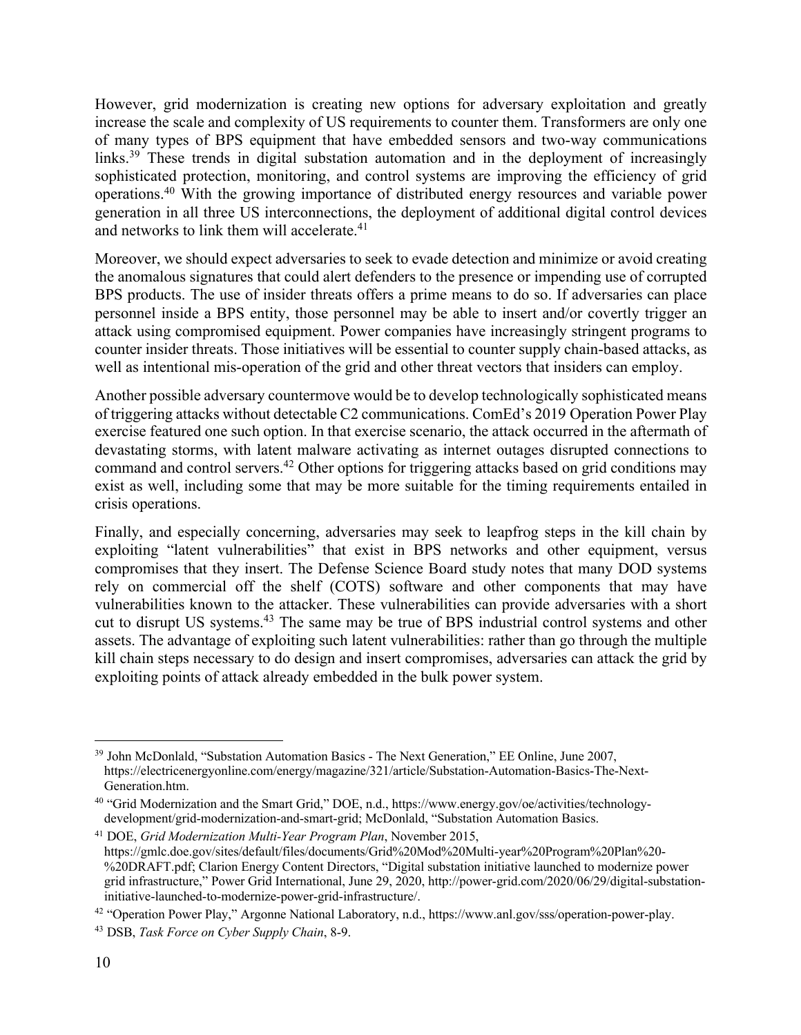However, grid modernization is creating new options for adversary exploitation and greatly increase the scale and complexity of US requirements to counter them. Transformers are only one of many types of BPS equipment that have embedded sensors and two-way communications links.[39] These trends in digital substation automation and in the deployment of increasingly sophisticated protection, monitoring, and control systems are improving the efficiency of grid operations.[40] With the growing importance of distributed energy resources and variable power generation in all three US interconnections, the deployment of additional digital control devices and networks to link them will accelerate.[41]

Moreover, we should expect adversaries to seek to evade detection and minimize or avoid creating the anomalous signatures that could alert defenders to the presence or impending use of corrupted BPS products. The use of insider threats offers a prime means to do so. If adversaries can place personnel inside a BPS entity, those personnel may be able to insert and/or covertly trigger an attack using compromised equipment. Power companies have increasingly stringent programs to counter insider threats. Those initiatives will be essential to counter supply chain-based attacks, as well as intentional mis-operation of the grid and other threat vectors that insiders can employ.

Another possible adversary countermove would be to develop technologically sophisticated means of triggering attacks without detectable C2 communications. ComEd's 2019 Operation Power Play exercise featured one such option. In that exercise scenario, the attack occurred in the aftermath of devastating storms, with latent malware activating as internet outages disrupted connections to command and control servers.[42] Other options for triggering attacks based on grid conditions may exist as well, including some that may be more suitable for the timing requirements entailed in crisis operations.

Finally, and especially concerning, adversaries may seek to leapfrog steps in the kill chain by exploiting "latent vulnerabilities" that exist in BPS networks and other equipment, versus compromises that they insert. The Defense Science Board study notes that many DOD systems rely on commercial off the shelf (COTS) software and other components that may have vulnerabilities known to the attacker. These vulnerabilities can provide adversaries with a short cut to disrupt US systems.[43] The same may be true of BPS industrial control systems and other assets. The advantage of exploiting such latent vulnerabilities: rather than go through the multiple kill chain steps necessary to do design and insert compromises, adversaries can attack the grid by exploiting points of attack already embedded in the bulk power system.

---

[39] John McDonlald, "Substation Automation Basics - The Next Generation," EE Online, June 2007, https://electricenergyonline.com/energy/magazine/321/article/Substation-Automation-Basics-The-Next-Generation.htm.

[40] "Grid Modernization and the Smart Grid," DOE, n.d., https://www.energy.gov/oe/activities/technology-development/grid-modernization-and-smart-grid; McDonlald, "Substation Automation Basics.

[41] DOE, *Grid Modernization Multi-Year Program Plan*, November 2015, https://gmlc.doe.gov/sites/default/files/documents/Grid%20Mod%20Multi-year%20Program%20Plan%20-%20DRAFT.pdf; Clarion Energy Content Directors, "Digital substation initiative launched to modernize power grid infrastructure," Power Grid International, June 29, 2020, http://power-grid.com/2020/06/29/digital-substation-initiative-launched-to-modernize-power-grid-infrastructure/.

[42] "Operation Power Play," Argonne National Laboratory, n.d., https://www.anl.gov/sss/operation-power-play.

[43] DSB, *Task Force on Cyber Supply Chain*, 8-9.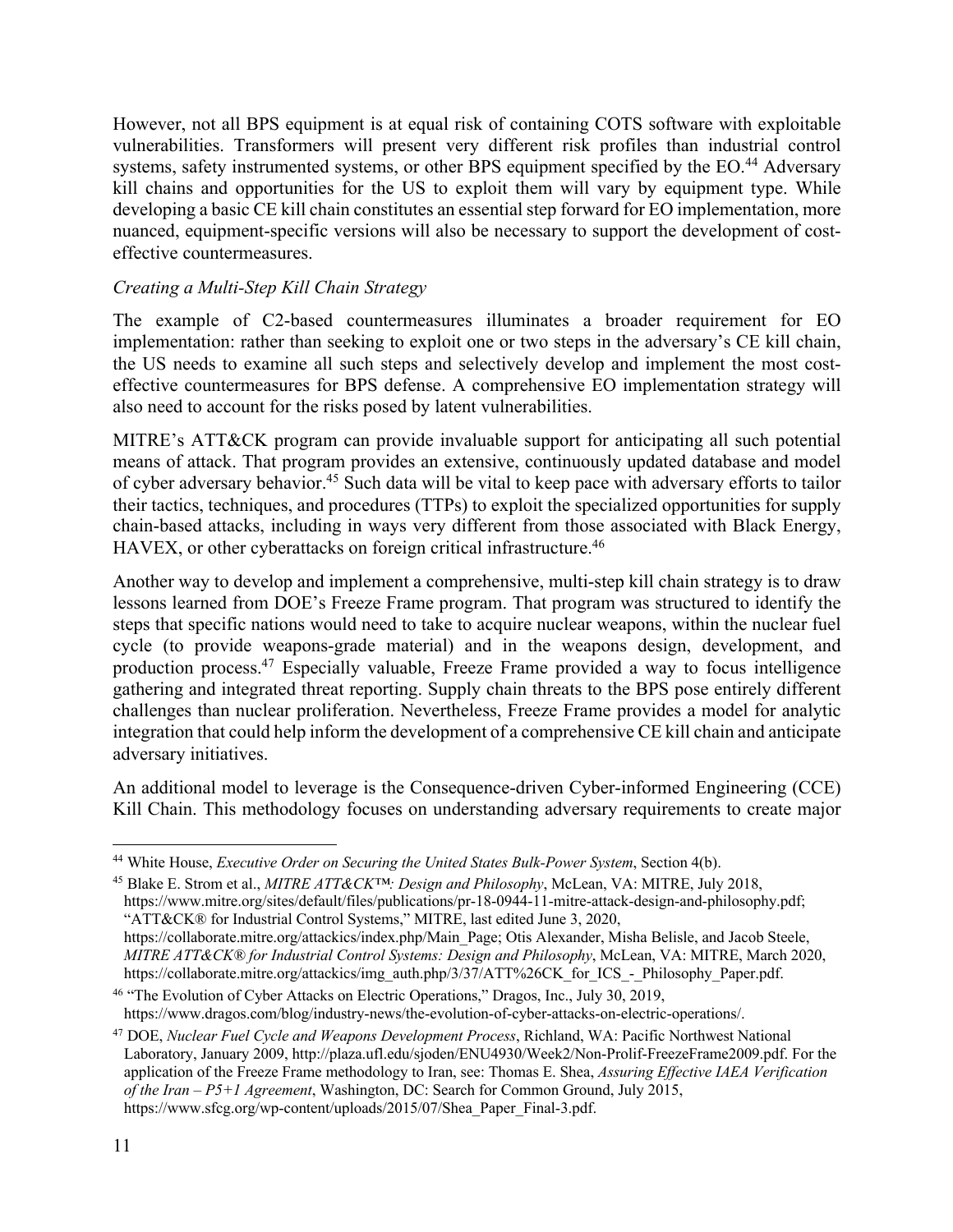However, not all BPS equipment is at equal risk of containing COTS software with exploitable vulnerabilities. Transformers will present very different risk profiles than industrial control systems, safety instrumented systems, or other BPS equipment specified by the EO.[44] Adversary kill chains and opportunities for the US to exploit them will vary by equipment type. While developing a basic CE kill chain constitutes an essential step forward for EO implementation, more nuanced, equipment-specific versions will also be necessary to support the development of cost-effective countermeasures.

*Creating a Multi-Step Kill Chain Strategy*

The example of C2-based countermeasures illuminates a broader requirement for EO implementation: rather than seeking to exploit one or two steps in the adversary's CE kill chain, the US needs to examine all such steps and selectively develop and implement the most cost-effective countermeasures for BPS defense. A comprehensive EO implementation strategy will also need to account for the risks posed by latent vulnerabilities.

MITRE's ATT&CK program can provide invaluable support for anticipating all such potential means of attack. That program provides an extensive, continuously updated database and model of cyber adversary behavior.[45] Such data will be vital to keep pace with adversary efforts to tailor their tactics, techniques, and procedures (TTPs) to exploit the specialized opportunities for supply chain-based attacks, including in ways very different from those associated with Black Energy, HAVEX, or other cyberattacks on foreign critical infrastructure.[46]

Another way to develop and implement a comprehensive, multi-step kill chain strategy is to draw lessons learned from DOE's Freeze Frame program. That program was structured to identify the steps that specific nations would need to take to acquire nuclear weapons, within the nuclear fuel cycle (to provide weapons-grade material) and in the weapons design, development, and production process.[47] Especially valuable, Freeze Frame provided a way to focus intelligence gathering and integrated threat reporting. Supply chain threats to the BPS pose entirely different challenges than nuclear proliferation. Nevertheless, Freeze Frame provides a model for analytic integration that could help inform the development of a comprehensive CE kill chain and anticipate adversary initiatives.

An additional model to leverage is the Consequence-driven Cyber-informed Engineering (CCE) Kill Chain. This methodology focuses on understanding adversary requirements to create major

---

[44] White House, *Executive Order on Securing the United States Bulk-Power System*, Section 4(b).

[45] Blake E. Strom et al., *MITRE ATT&CK™: Design and Philosophy*, McLean, VA: MITRE, July 2018, https://www.mitre.org/sites/default/files/publications/pr-18-0944-11-mitre-attack-design-and-philosophy.pdf; "ATT&CK® for Industrial Control Systems," MITRE, last edited June 3, 2020, https://collaborate.mitre.org/attackics/index.php/Main_Page; Otis Alexander, Misha Belisle, and Jacob Steele, *MITRE ATT&CK® for Industrial Control Systems: Design and Philosophy*, McLean, VA: MITRE, March 2020, https://collaborate.mitre.org/attackics/img_auth.php/3/37/ATT%26CK_for_ICS_-_Philosophy_Paper.pdf.

[46] "The Evolution of Cyber Attacks on Electric Operations," Dragos, Inc., July 30, 2019, https://www.dragos.com/blog/industry-news/the-evolution-of-cyber-attacks-on-electric-operations/.

[47] DOE, *Nuclear Fuel Cycle and Weapons Development Process*, Richland, WA: Pacific Northwest National Laboratory, January 2009, http://plaza.ufl.edu/sjoden/ENU4930/Week2/Non-Prolif-FreezeFrame2009.pdf. For the application of the Freeze Frame methodology to Iran, see: Thomas E. Shea, *Assuring Effective IAEA Verification of the Iran – P5+1 Agreement*, Washington, DC: Search for Common Ground, July 2015, https://www.sfcg.org/wp-content/uploads/2015/07/Shea_Paper_Final-3.pdf.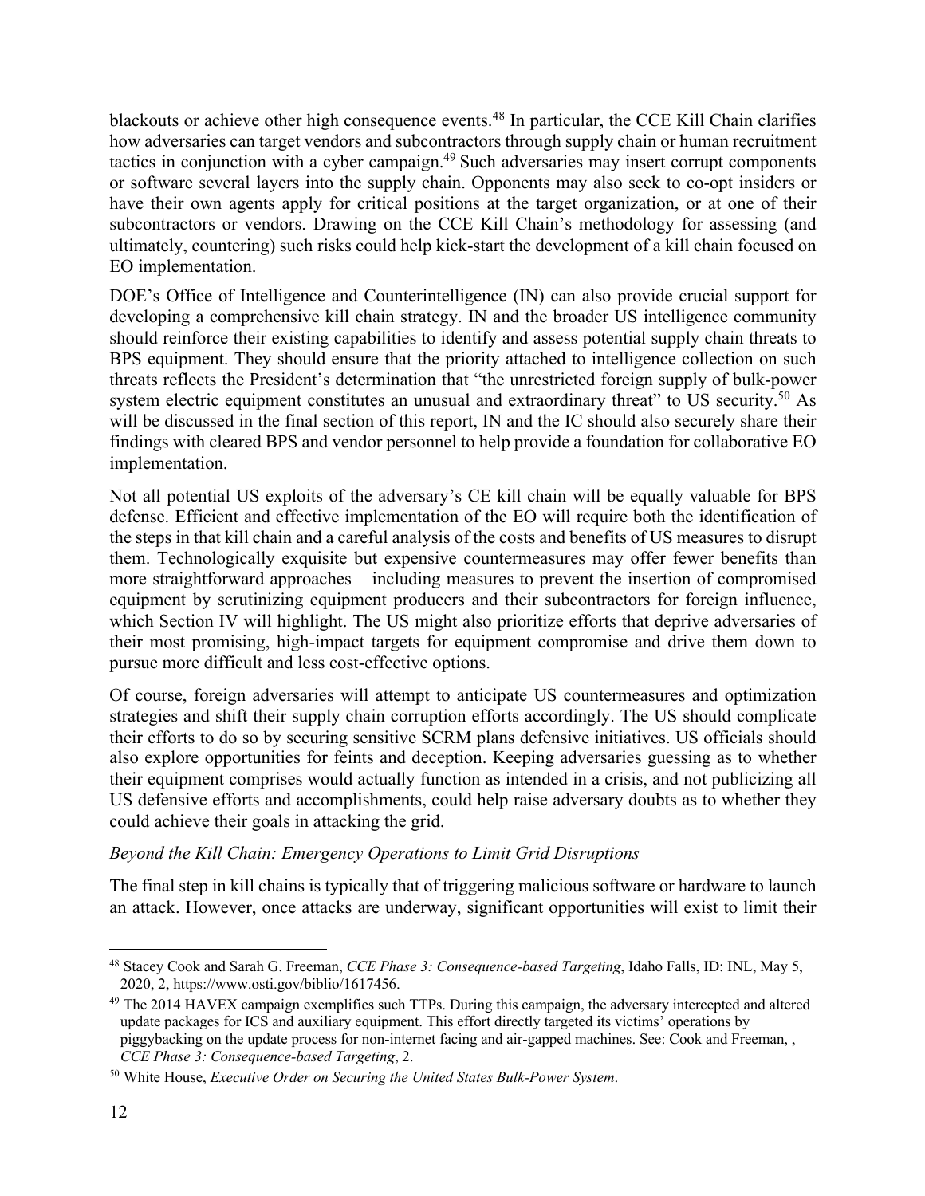blackouts or achieve other high consequence events.[48] In particular, the CCE Kill Chain clarifies how adversaries can target vendors and subcontractors through supply chain or human recruitment tactics in conjunction with a cyber campaign.[49] Such adversaries may insert corrupt components or software several layers into the supply chain. Opponents may also seek to co-opt insiders or have their own agents apply for critical positions at the target organization, or at one of their subcontractors or vendors. Drawing on the CCE Kill Chain's methodology for assessing (and ultimately, countering) such risks could help kick-start the development of a kill chain focused on EO implementation.

DOE's Office of Intelligence and Counterintelligence (IN) can also provide crucial support for developing a comprehensive kill chain strategy. IN and the broader US intelligence community should reinforce their existing capabilities to identify and assess potential supply chain threats to BPS equipment. They should ensure that the priority attached to intelligence collection on such threats reflects the President's determination that "the unrestricted foreign supply of bulk-power system electric equipment constitutes an unusual and extraordinary threat" to US security.[50] As will be discussed in the final section of this report, IN and the IC should also securely share their findings with cleared BPS and vendor personnel to help provide a foundation for collaborative EO implementation.

Not all potential US exploits of the adversary's CE kill chain will be equally valuable for BPS defense. Efficient and effective implementation of the EO will require both the identification of the steps in that kill chain and a careful analysis of the costs and benefits of US measures to disrupt them. Technologically exquisite but expensive countermeasures may offer fewer benefits than more straightforward approaches – including measures to prevent the insertion of compromised equipment by scrutinizing equipment producers and their subcontractors for foreign influence, which Section IV will highlight. The US might also prioritize efforts that deprive adversaries of their most promising, high-impact targets for equipment compromise and drive them down to pursue more difficult and less cost-effective options.

Of course, foreign adversaries will attempt to anticipate US countermeasures and optimization strategies and shift their supply chain corruption efforts accordingly. The US should complicate their efforts to do so by securing sensitive SCRM plans defensive initiatives. US officials should also explore opportunities for feints and deception. Keeping adversaries guessing as to whether their equipment comprises would actually function as intended in a crisis, and not publicizing all US defensive efforts and accomplishments, could help raise adversary doubts as to whether they could achieve their goals in attacking the grid.

*Beyond the Kill Chain: Emergency Operations to Limit Grid Disruptions*

The final step in kill chains is typically that of triggering malicious software or hardware to launch an attack. However, once attacks are underway, significant opportunities will exist to limit their

---

[48] Stacey Cook and Sarah G. Freeman, *CCE Phase 3: Consequence-based Targeting*, Idaho Falls, ID: INL, May 5, 2020, 2, https://www.osti.gov/biblio/1617456.

[49] The 2014 HAVEX campaign exemplifies such TTPs. During this campaign, the adversary intercepted and altered update packages for ICS and auxiliary equipment. This effort directly targeted its victims' operations by piggybacking on the update process for non-internet facing and air-gapped machines. See: Cook and Freeman, , *CCE Phase 3: Consequence-based Targeting*, 2.

[50] White House, *Executive Order on Securing the United States Bulk-Power System*.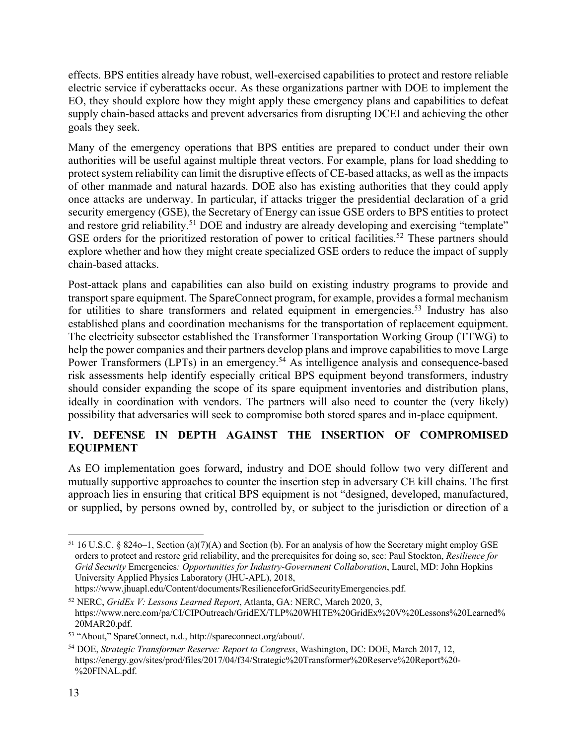effects. BPS entities already have robust, well-exercised capabilities to protect and restore reliable electric service if cyberattacks occur. As these organizations partner with DOE to implement the EO, they should explore how they might apply these emergency plans and capabilities to defeat supply chain-based attacks and prevent adversaries from disrupting DCEI and achieving the other goals they seek.

Many of the emergency operations that BPS entities are prepared to conduct under their own authorities will be useful against multiple threat vectors. For example, plans for load shedding to protect system reliability can limit the disruptive effects of CE-based attacks, as well as the impacts of other manmade and natural hazards. DOE also has existing authorities that they could apply once attacks are underway. In particular, if attacks trigger the presidential declaration of a grid security emergency (GSE), the Secretary of Energy can issue GSE orders to BPS entities to protect and restore grid reliability.[51] DOE and industry are already developing and exercising "template" GSE orders for the prioritized restoration of power to critical facilities.[52] These partners should explore whether and how they might create specialized GSE orders to reduce the impact of supply chain-based attacks.

Post-attack plans and capabilities can also build on existing industry programs to provide and transport spare equipment. The SpareConnect program, for example, provides a formal mechanism for utilities to share transformers and related equipment in emergencies.[53] Industry has also established plans and coordination mechanisms for the transportation of replacement equipment. The electricity subsector established the Transformer Transportation Working Group (TTWG) to help the power companies and their partners develop plans and improve capabilities to move Large Power Transformers (LPTs) in an emergency.[54] As intelligence analysis and consequence-based risk assessments help identify especially critical BPS equipment beyond transformers, industry should consider expanding the scope of its spare equipment inventories and distribution plans, ideally in coordination with vendors. The partners will also need to counter the (very likely) possibility that adversaries will seek to compromise both stored spares and in-place equipment.

## IV. DEFENSE IN DEPTH AGAINST THE INSERTION OF COMPROMISED EQUIPMENT

As EO implementation goes forward, industry and DOE should follow two very different and mutually supportive approaches to counter the insertion step in adversary CE kill chains. The first approach lies in ensuring that critical BPS equipment is not "designed, developed, manufactured, or supplied, by persons owned by, controlled by, or subject to the jurisdiction or direction of a

---

[51] 16 U.S.C. § 824o–1, Section (a)(7)(A) and Section (b). For an analysis of how the Secretary might employ GSE orders to protect and restore grid reliability, and the prerequisites for doing so, see: Paul Stockton, *Resilience for Grid Security Emergencies: Opportunities for Industry-Government Collaboration*, Laurel, MD: John Hopkins University Applied Physics Laboratory (JHU-APL), 2018, https://www.jhuapl.edu/Content/documents/ResilienceforGridSecurityEmergencies.pdf.

[52] NERC, *GridEx V: Lessons Learned Report*, Atlanta, GA: NERC, March 2020, 3, https://www.nerc.com/pa/CI/CIPOutreach/GridEX/TLP%20WHITE%20GridEx%20V%20Lessons%20Learned%20MAR20.pdf.

[53] "About," SpareConnect, n.d., http://spareconnect.org/about/.

[54] DOE, *Strategic Transformer Reserve: Report to Congress*, Washington, DC: DOE, March 2017, 12, https://energy.gov/sites/prod/files/2017/04/f34/Strategic%20Transformer%20Reserve%20Report%20-%20FINAL.pdf.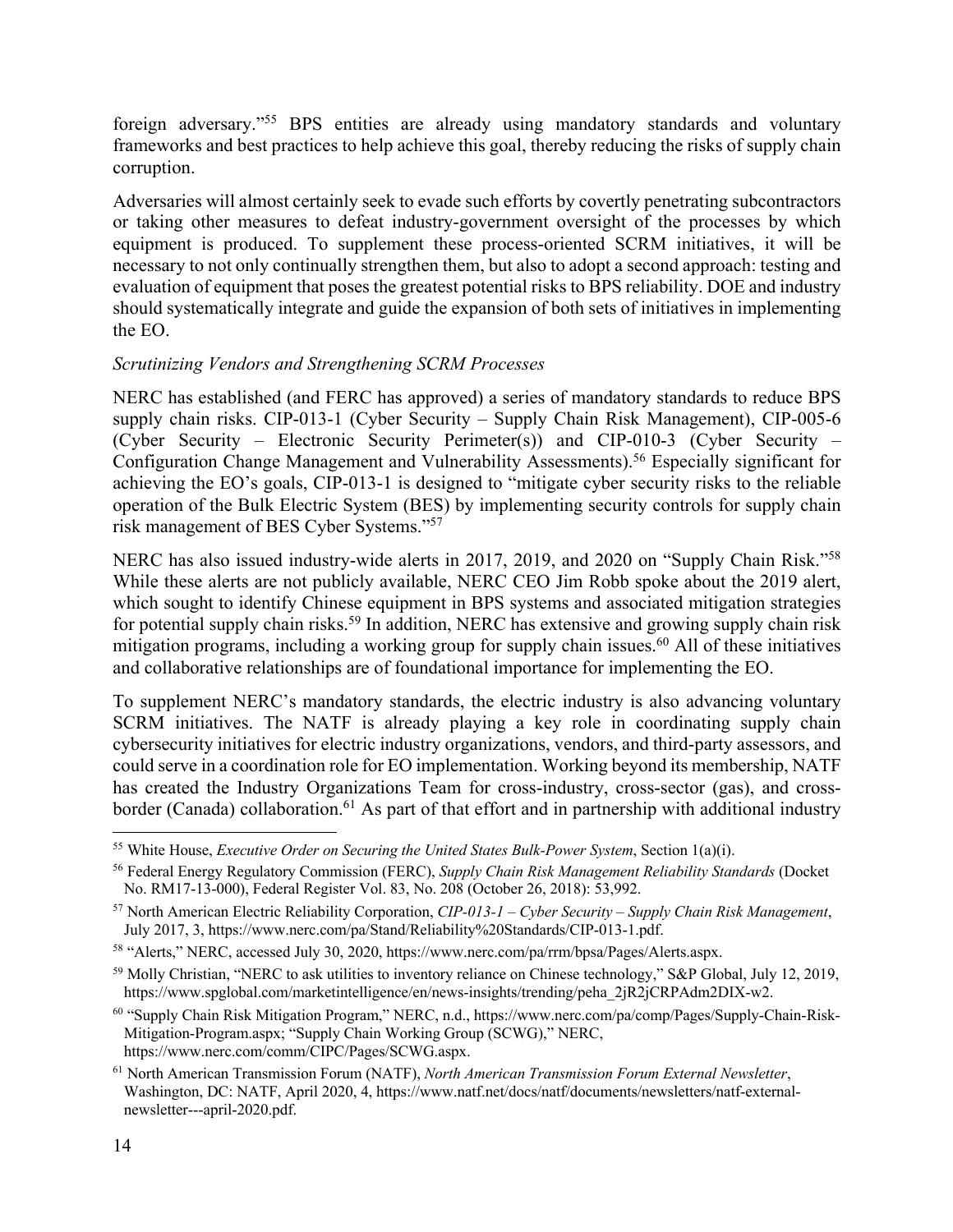foreign adversary."[55] BPS entities are already using mandatory standards and voluntary frameworks and best practices to help achieve this goal, thereby reducing the risks of supply chain corruption.

Adversaries will almost certainly seek to evade such efforts by covertly penetrating subcontractors or taking other measures to defeat industry-government oversight of the processes by which equipment is produced. To supplement these process-oriented SCRM initiatives, it will be necessary to not only continually strengthen them, but also to adopt a second approach: testing and evaluation of equipment that poses the greatest potential risks to BPS reliability. DOE and industry should systematically integrate and guide the expansion of both sets of initiatives in implementing the EO.

*Scrutinizing Vendors and Strengthening SCRM Processes*

NERC has established (and FERC has approved) a series of mandatory standards to reduce BPS supply chain risks. CIP-013-1 (Cyber Security – Supply Chain Risk Management), CIP-005-6 (Cyber Security – Electronic Security Perimeter(s)) and CIP-010-3 (Cyber Security – Configuration Change Management and Vulnerability Assessments).[56] Especially significant for achieving the EO's goals, CIP-013-1 is designed to "mitigate cyber security risks to the reliable operation of the Bulk Electric System (BES) by implementing security controls for supply chain risk management of BES Cyber Systems."[57]

NERC has also issued industry-wide alerts in 2017, 2019, and 2020 on "Supply Chain Risk."[58] While these alerts are not publicly available, NERC CEO Jim Robb spoke about the 2019 alert, which sought to identify Chinese equipment in BPS systems and associated mitigation strategies for potential supply chain risks.[59] In addition, NERC has extensive and growing supply chain risk mitigation programs, including a working group for supply chain issues.[60] All of these initiatives and collaborative relationships are of foundational importance for implementing the EO.

To supplement NERC's mandatory standards, the electric industry is also advancing voluntary SCRM initiatives. The NATF is already playing a key role in coordinating supply chain cybersecurity initiatives for electric industry organizations, vendors, and third-party assessors, and could serve in a coordination role for EO implementation. Working beyond its membership, NATF has created the Industry Organizations Team for cross-industry, cross-sector (gas), and cross-border (Canada) collaboration.[61] As part of that effort and in partnership with additional industry

---

[55] White House, *Executive Order on Securing the United States Bulk-Power System*, Section 1(a)(i).

[56] Federal Energy Regulatory Commission (FERC), *Supply Chain Risk Management Reliability Standards* (Docket No. RM17-13-000), Federal Register Vol. 83, No. 208 (October 26, 2018): 53,992.

[57] North American Electric Reliability Corporation, *CIP-013-1 – Cyber Security – Supply Chain Risk Management*, July 2017, 3, https://www.nerc.com/pa/Stand/Reliability%20Standards/CIP-013-1.pdf.

[58] "Alerts," NERC, accessed July 30, 2020, https://www.nerc.com/pa/rrm/bpsa/Pages/Alerts.aspx.

[59] Molly Christian, "NERC to ask utilities to inventory reliance on Chinese technology," S&P Global, July 12, 2019, https://www.spglobal.com/marketintelligence/en/news-insights/trending/peha_2jR2jCRPAdm2DIX-w2.

[60] "Supply Chain Risk Mitigation Program," NERC, n.d., https://www.nerc.com/pa/comp/Pages/Supply-Chain-Risk-Mitigation-Program.aspx; "Supply Chain Working Group (SCWG)," NERC, https://www.nerc.com/comm/CIPC/Pages/SCWG.aspx.

[61] North American Transmission Forum (NATF), *North American Transmission Forum External Newsletter*, Washington, DC: NATF, April 2020, 4, https://www.natf.net/docs/natf/documents/newsletters/natf-external-newsletter---april-2020.pdf.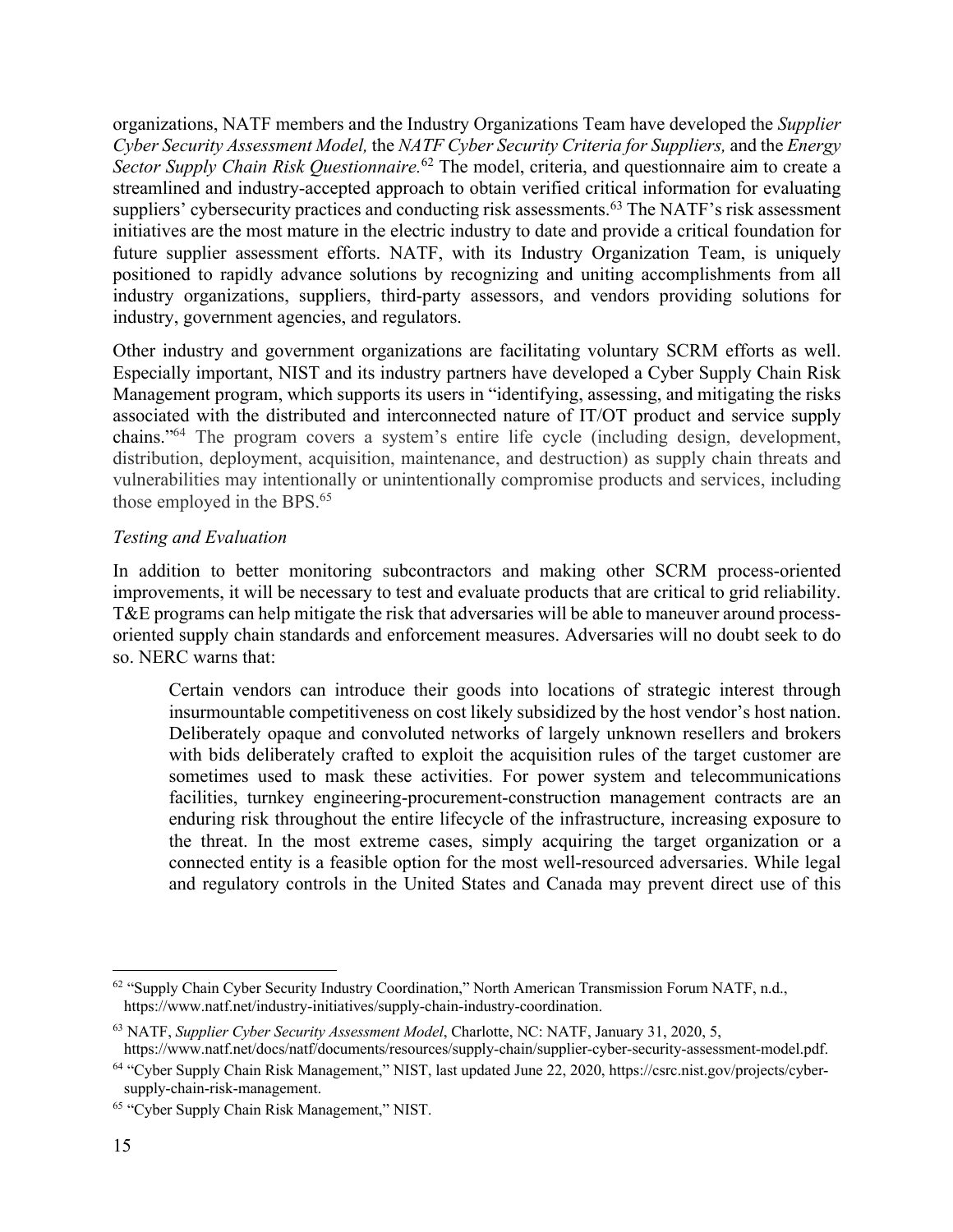organizations, NATF members and the Industry Organizations Team have developed the *Supplier Cyber Security Assessment Model,* the *NATF Cyber Security Criteria for Suppliers,* and the *Energy Sector Supply Chain Risk Questionnaire.*[62] The model, criteria, and questionnaire aim to create a streamlined and industry-accepted approach to obtain verified critical information for evaluating suppliers' cybersecurity practices and conducting risk assessments.[63] The NATF's risk assessment initiatives are the most mature in the electric industry to date and provide a critical foundation for future supplier assessment efforts. NATF, with its Industry Organization Team, is uniquely positioned to rapidly advance solutions by recognizing and uniting accomplishments from all industry organizations, suppliers, third-party assessors, and vendors providing solutions for industry, government agencies, and regulators.

Other industry and government organizations are facilitating voluntary SCRM efforts as well. Especially important, NIST and its industry partners have developed a Cyber Supply Chain Risk Management program, which supports its users in "identifying, assessing, and mitigating the risks associated with the distributed and interconnected nature of IT/OT product and service supply chains."[64] The program covers a system's entire life cycle (including design, development, distribution, deployment, acquisition, maintenance, and destruction) as supply chain threats and vulnerabilities may intentionally or unintentionally compromise products and services, including those employed in the BPS.[65]

*Testing and Evaluation*

In addition to better monitoring subcontractors and making other SCRM process-oriented improvements, it will be necessary to test and evaluate products that are critical to grid reliability. T&E programs can help mitigate the risk that adversaries will be able to maneuver around process-oriented supply chain standards and enforcement measures. Adversaries will no doubt seek to do so. NERC warns that:

> Certain vendors can introduce their goods into locations of strategic interest through insurmountable competitiveness on cost likely subsidized by the host vendor's host nation. Deliberately opaque and convoluted networks of largely unknown resellers and brokers with bids deliberately crafted to exploit the acquisition rules of the target customer are sometimes used to mask these activities. For power system and telecommunications facilities, turnkey engineering-procurement-construction management contracts are an enduring risk throughout the entire lifecycle of the infrastructure, increasing exposure to the threat. In the most extreme cases, simply acquiring the target organization or a connected entity is a feasible option for the most well-resourced adversaries. While legal and regulatory controls in the United States and Canada may prevent direct use of this

---

[62] "Supply Chain Cyber Security Industry Coordination," North American Transmission Forum NATF, n.d., https://www.natf.net/industry-initiatives/supply-chain-industry-coordination.

[63] NATF, *Supplier Cyber Security Assessment Model*, Charlotte, NC: NATF, January 31, 2020, 5, https://www.natf.net/docs/natf/documents/resources/supply-chain/supplier-cyber-security-assessment-model.pdf.

[64] "Cyber Supply Chain Risk Management," NIST, last updated June 22, 2020, https://csrc.nist.gov/projects/cyber-supply-chain-risk-management.

[65] "Cyber Supply Chain Risk Management," NIST.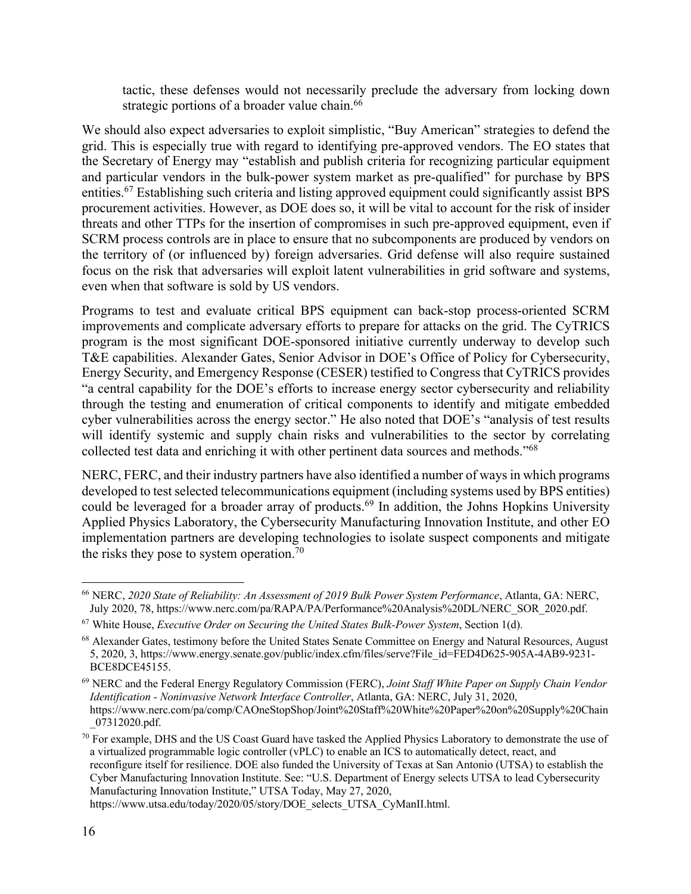> tactic, these defenses would not necessarily preclude the adversary from locking down strategic portions of a broader value chain.[66]

We should also expect adversaries to exploit simplistic, "Buy American" strategies to defend the grid. This is especially true with regard to identifying pre-approved vendors. The EO states that the Secretary of Energy may "establish and publish criteria for recognizing particular equipment and particular vendors in the bulk-power system market as pre-qualified" for purchase by BPS entities.[67] Establishing such criteria and listing approved equipment could significantly assist BPS procurement activities. However, as DOE does so, it will be vital to account for the risk of insider threats and other TTPs for the insertion of compromises in such pre-approved equipment, even if SCRM process controls are in place to ensure that no subcomponents are produced by vendors on the territory of (or influenced by) foreign adversaries. Grid defense will also require sustained focus on the risk that adversaries will exploit latent vulnerabilities in grid software and systems, even when that software is sold by US vendors.

Programs to test and evaluate critical BPS equipment can back-stop process-oriented SCRM improvements and complicate adversary efforts to prepare for attacks on the grid. The CyTRICS program is the most significant DOE-sponsored initiative currently underway to develop such T&E capabilities. Alexander Gates, Senior Advisor in DOE's Office of Policy for Cybersecurity, Energy Security, and Emergency Response (CESER) testified to Congress that CyTRICS provides "a central capability for the DOE's efforts to increase energy sector cybersecurity and reliability through the testing and enumeration of critical components to identify and mitigate embedded cyber vulnerabilities across the energy sector." He also noted that DOE's "analysis of test results will identify systemic and supply chain risks and vulnerabilities to the sector by correlating collected test data and enriching it with other pertinent data sources and methods."[68]

NERC, FERC, and their industry partners have also identified a number of ways in which programs developed to test selected telecommunications equipment (including systems used by BPS entities) could be leveraged for a broader array of products.[69] In addition, the Johns Hopkins University Applied Physics Laboratory, the Cybersecurity Manufacturing Innovation Institute, and other EO implementation partners are developing technologies to isolate suspect components and mitigate the risks they pose to system operation.[70]

---

[66] NERC, *2020 State of Reliability: An Assessment of 2019 Bulk Power System Performance*, Atlanta, GA: NERC, July 2020, 78, https://www.nerc.com/pa/RAPA/PA/Performance%20Analysis%20DL/NERC_SOR_2020.pdf.

[67] White House, *Executive Order on Securing the United States Bulk-Power System*, Section 1(d).

[68] Alexander Gates, testimony before the United States Senate Committee on Energy and Natural Resources, August 5, 2020, 3, https://www.energy.senate.gov/public/index.cfm/files/serve?File_id=FED4D625-905A-4AB9-9231-BCE8DCE45155.

[69] NERC and the Federal Energy Regulatory Commission (FERC), *Joint Staff White Paper on Supply Chain Vendor Identification - Noninvasive Network Interface Controller*, Atlanta, GA: NERC, July 31, 2020, https://www.nerc.com/pa/comp/CAOneStopShop/Joint%20Staff%20White%20Paper%20on%20Supply%20Chain_07312020.pdf.

[70] For example, DHS and the US Coast Guard have tasked the Applied Physics Laboratory to demonstrate the use of a virtualized programmable logic controller (vPLC) to enable an ICS to automatically detect, react, and reconfigure itself for resilience. DOE also funded the University of Texas at San Antonio (UTSA) to establish the Cyber Manufacturing Innovation Institute. See: "U.S. Department of Energy selects UTSA to lead Cybersecurity Manufacturing Innovation Institute," UTSA Today, May 27, 2020, https://www.utsa.edu/today/2020/05/story/DOE_selects_UTSA_CyManII.html.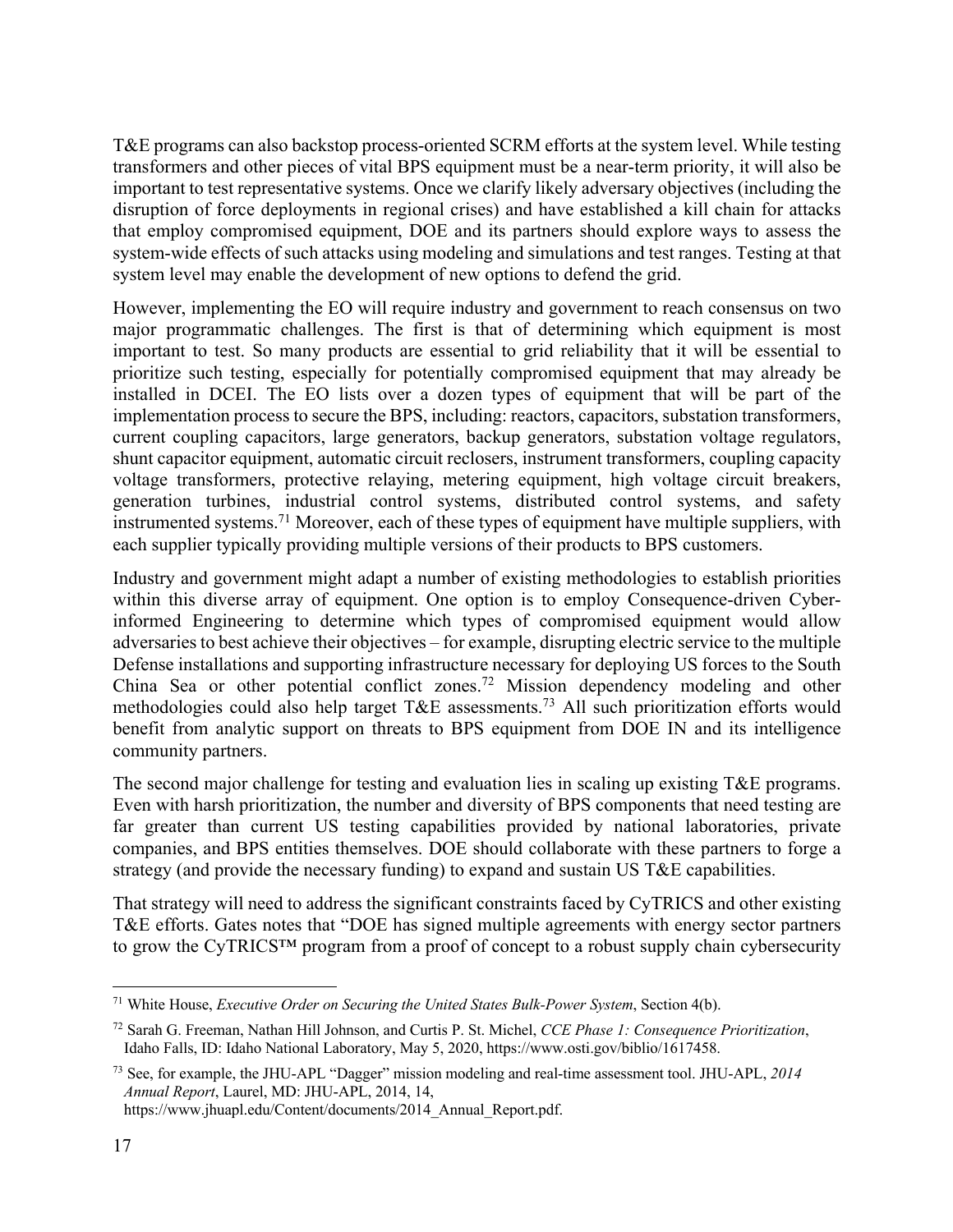T&E programs can also backstop process-oriented SCRM efforts at the system level. While testing transformers and other pieces of vital BPS equipment must be a near-term priority, it will also be important to test representative systems. Once we clarify likely adversary objectives (including the disruption of force deployments in regional crises) and have established a kill chain for attacks that employ compromised equipment, DOE and its partners should explore ways to assess the system-wide effects of such attacks using modeling and simulations and test ranges. Testing at that system level may enable the development of new options to defend the grid.

However, implementing the EO will require industry and government to reach consensus on two major programmatic challenges. The first is that of determining which equipment is most important to test. So many products are essential to grid reliability that it will be essential to prioritize such testing, especially for potentially compromised equipment that may already be installed in DCEI. The EO lists over a dozen types of equipment that will be part of the implementation process to secure the BPS, including: reactors, capacitors, substation transformers, current coupling capacitors, large generators, backup generators, substation voltage regulators, shunt capacitor equipment, automatic circuit reclosers, instrument transformers, coupling capacity voltage transformers, protective relaying, metering equipment, high voltage circuit breakers, generation turbines, industrial control systems, distributed control systems, and safety instrumented systems.[71] Moreover, each of these types of equipment have multiple suppliers, with each supplier typically providing multiple versions of their products to BPS customers.

Industry and government might adapt a number of existing methodologies to establish priorities within this diverse array of equipment. One option is to employ Consequence-driven Cyber-informed Engineering to determine which types of compromised equipment would allow adversaries to best achieve their objectives – for example, disrupting electric service to the multiple Defense installations and supporting infrastructure necessary for deploying US forces to the South China Sea or other potential conflict zones.[72] Mission dependency modeling and other methodologies could also help target T&E assessments.[73] All such prioritization efforts would benefit from analytic support on threats to BPS equipment from DOE IN and its intelligence community partners.

The second major challenge for testing and evaluation lies in scaling up existing T&E programs. Even with harsh prioritization, the number and diversity of BPS components that need testing are far greater than current US testing capabilities provided by national laboratories, private companies, and BPS entities themselves. DOE should collaborate with these partners to forge a strategy (and provide the necessary funding) to expand and sustain US T&E capabilities.

That strategy will need to address the significant constraints faced by CyTRICS and other existing T&E efforts. Gates notes that "DOE has signed multiple agreements with energy sector partners to grow the CyTRICS™ program from a proof of concept to a robust supply chain cybersecurity

---

[71] White House, *Executive Order on Securing the United States Bulk-Power System*, Section 4(b).

[72] Sarah G. Freeman, Nathan Hill Johnson, and Curtis P. St. Michel, *CCE Phase 1: Consequence Prioritization*, Idaho Falls, ID: Idaho National Laboratory, May 5, 2020, https://www.osti.gov/biblio/1617458.

[73] See, for example, the JHU-APL "Dagger" mission modeling and real-time assessment tool. JHU-APL, *2014 Annual Report*, Laurel, MD: JHU-APL, 2014, 14, https://www.jhuapl.edu/Content/documents/2014_Annual_Report.pdf.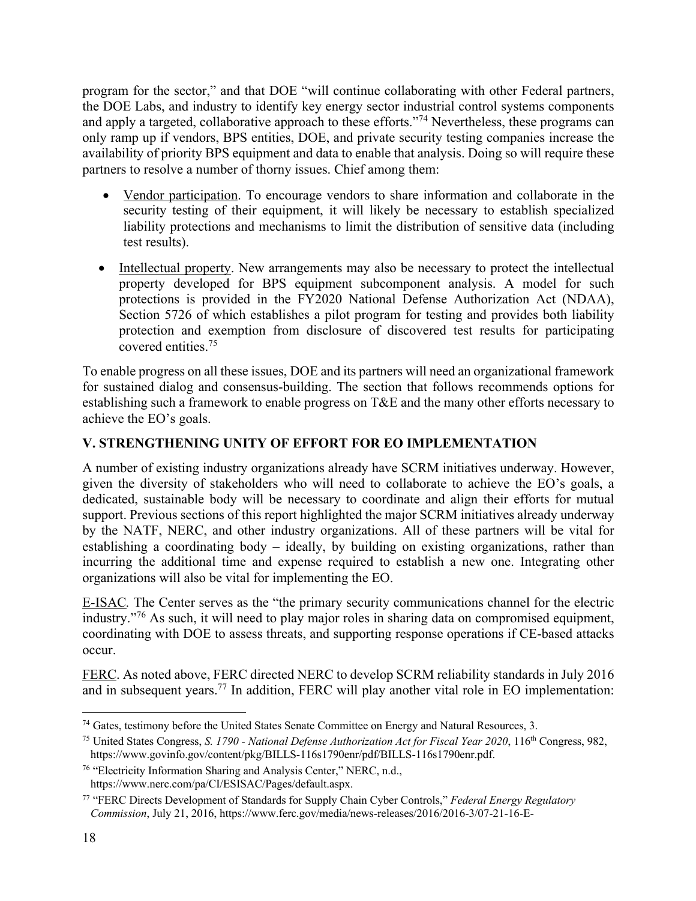program for the sector," and that DOE "will continue collaborating with other Federal partners, the DOE Labs, and industry to identify key energy sector industrial control systems components and apply a targeted, collaborative approach to these efforts."[74] Nevertheless, these programs can only ramp up if vendors, BPS entities, DOE, and private security testing companies increase the availability of priority BPS equipment and data to enable that analysis. Doing so will require these partners to resolve a number of thorny issues. Chief among them:

- Vendor participation. To encourage vendors to share information and collaborate in the security testing of their equipment, it will likely be necessary to establish specialized liability protections and mechanisms to limit the distribution of sensitive data (including test results).
- Intellectual property. New arrangements may also be necessary to protect the intellectual property developed for BPS equipment subcomponent analysis. A model for such protections is provided in the FY2020 National Defense Authorization Act (NDAA), Section 5726 of which establishes a pilot program for testing and provides both liability protection and exemption from disclosure of discovered test results for participating covered entities.[75]

To enable progress on all these issues, DOE and its partners will need an organizational framework for sustained dialog and consensus-building. The section that follows recommends options for establishing such a framework to enable progress on T&E and the many other efforts necessary to achieve the EO's goals.

## V. STRENGTHENING UNITY OF EFFORT FOR EO IMPLEMENTATION

A number of existing industry organizations already have SCRM initiatives underway. However, given the diversity of stakeholders who will need to collaborate to achieve the EO's goals, a dedicated, sustainable body will be necessary to coordinate and align their efforts for mutual support. Previous sections of this report highlighted the major SCRM initiatives already underway by the NATF, NERC, and other industry organizations. All of these partners will be vital for establishing a coordinating body – ideally, by building on existing organizations, rather than incurring the additional time and expense required to establish a new one. Integrating other organizations will also be vital for implementing the EO.

E-ISAC. The Center serves as the "the primary security communications channel for the electric industry."[76] As such, it will need to play major roles in sharing data on compromised equipment, coordinating with DOE to assess threats, and supporting response operations if CE-based attacks occur.

FERC. As noted above, FERC directed NERC to develop SCRM reliability standards in July 2016 and in subsequent years.[77] In addition, FERC will play another vital role in EO implementation:

---

[74] Gates, testimony before the United States Senate Committee on Energy and Natural Resources, 3.

[75] United States Congress, *S. 1790 - National Defense Authorization Act for Fiscal Year 2020*, 116th Congress, 982, https://www.govinfo.gov/content/pkg/BILLS-116s1790enr/pdf/BILLS-116s1790enr.pdf.

[76] "Electricity Information Sharing and Analysis Center," NERC, n.d., https://www.nerc.com/pa/CI/ESISAC/Pages/default.aspx.

[77] "FERC Directs Development of Standards for Supply Chain Cyber Controls," *Federal Energy Regulatory Commission*, July 21, 2016, https://www.ferc.gov/media/news-releases/2016/2016-3/07-21-16-E-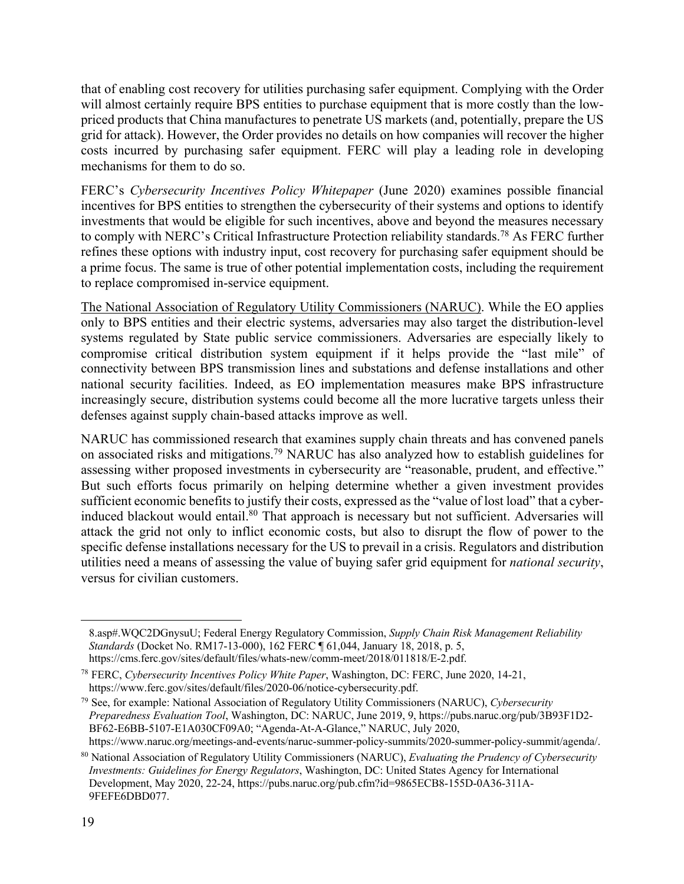that of enabling cost recovery for utilities purchasing safer equipment. Complying with the Order will almost certainly require BPS entities to purchase equipment that is more costly than the low-priced products that China manufactures to penetrate US markets (and, potentially, prepare the US grid for attack). However, the Order provides no details on how companies will recover the higher costs incurred by purchasing safer equipment. FERC will play a leading role in developing mechanisms for them to do so.

FERC's *Cybersecurity Incentives Policy Whitepaper* (June 2020) examines possible financial incentives for BPS entities to strengthen the cybersecurity of their systems and options to identify investments that would be eligible for such incentives, above and beyond the measures necessary to comply with NERC's Critical Infrastructure Protection reliability standards.[78] As FERC further refines these options with industry input, cost recovery for purchasing safer equipment should be a prime focus. The same is true of other potential implementation costs, including the requirement to replace compromised in-service equipment.

The National Association of Regulatory Utility Commissioners (NARUC). While the EO applies only to BPS entities and their electric systems, adversaries may also target the distribution-level systems regulated by State public service commissioners. Adversaries are especially likely to compromise critical distribution system equipment if it helps provide the "last mile" of connectivity between BPS transmission lines and substations and defense installations and other national security facilities. Indeed, as EO implementation measures make BPS infrastructure increasingly secure, distribution systems could become all the more lucrative targets unless their defenses against supply chain-based attacks improve as well.

NARUC has commissioned research that examines supply chain threats and has convened panels on associated risks and mitigations.[79] NARUC has also analyzed how to establish guidelines for assessing wither proposed investments in cybersecurity are "reasonable, prudent, and effective." But such efforts focus primarily on helping determine whether a given investment provides sufficient economic benefits to justify their costs, expressed as the "value of lost load" that a cyber-induced blackout would entail.[80] That approach is necessary but not sufficient. Adversaries will attack the grid not only to inflict economic costs, but also to disrupt the flow of power to the specific defense installations necessary for the US to prevail in a crisis. Regulators and distribution utilities need a means of assessing the value of buying safer grid equipment for *national security*, versus for civilian customers.

---

8.asp#.WQC2DGnysuU; Federal Energy Regulatory Commission, *Supply Chain Risk Management Reliability Standards* (Docket No. RM17-13-000), 162 FERC ¶ 61,044, January 18, 2018, p. 5, https://cms.ferc.gov/sites/default/files/whats-new/comm-meet/2018/011818/E-2.pdf.

[78] FERC, *Cybersecurity Incentives Policy White Paper*, Washington, DC: FERC, June 2020, 14-21, https://www.ferc.gov/sites/default/files/2020-06/notice-cybersecurity.pdf.

[79] See, for example: National Association of Regulatory Utility Commissioners (NARUC), *Cybersecurity Preparedness Evaluation Tool*, Washington, DC: NARUC, June 2019, 9, https://pubs.naruc.org/pub/3B93F1D2-BF62-E6BB-5107-E1A030CF09A0; "Agenda-At-A-Glance," NARUC, July 2020, https://www.naruc.org/meetings-and-events/naruc-summer-policy-summits/2020-summer-policy-summit/agenda/.

[80] National Association of Regulatory Utility Commissioners (NARUC), *Evaluating the Prudency of Cybersecurity Investments: Guidelines for Energy Regulators*, Washington, DC: United States Agency for International Development, May 2020, 22-24, https://pubs.naruc.org/pub.cfm?id=9865ECB8-155D-0A36-311A-9FEFE6DBD077.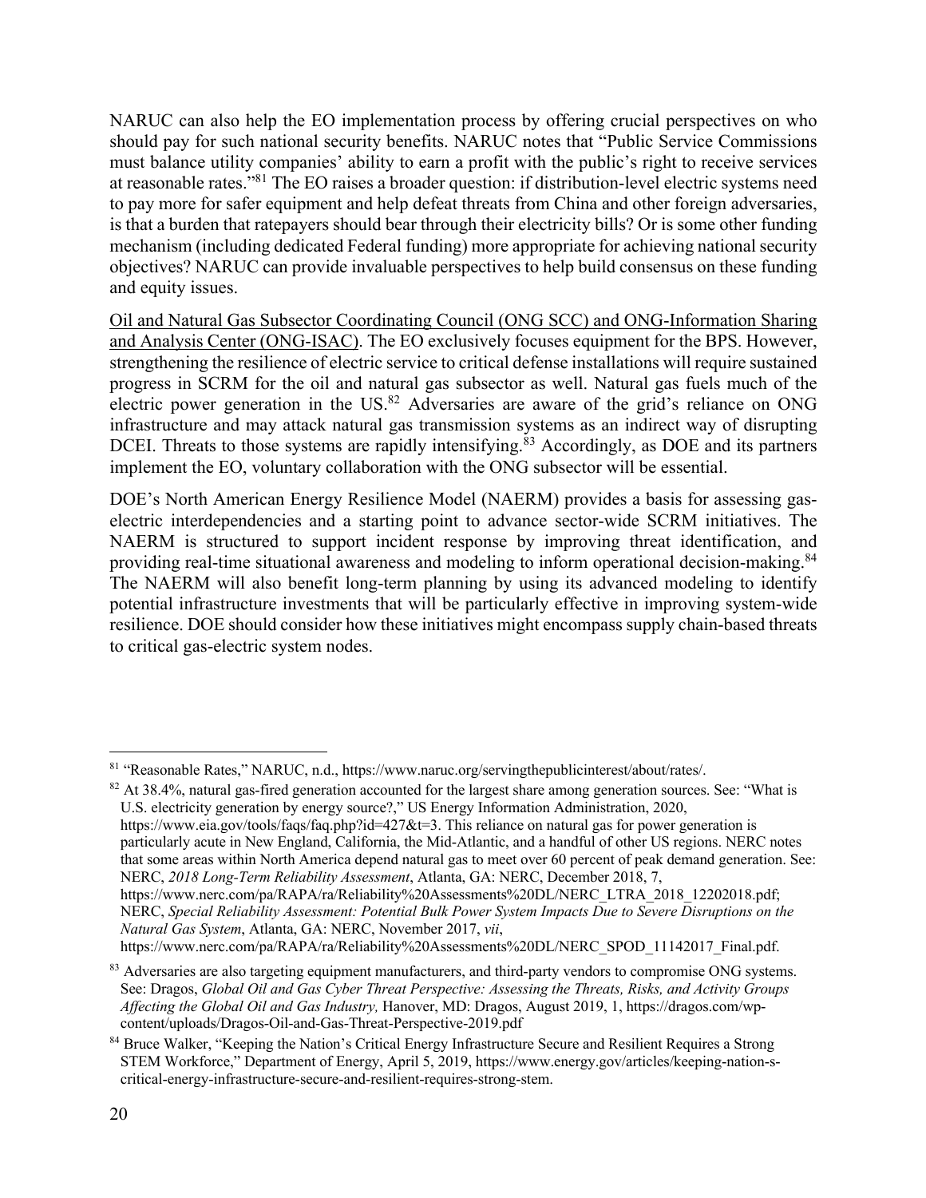NARUC can also help the EO implementation process by offering crucial perspectives on who should pay for such national security benefits. NARUC notes that "Public Service Commissions must balance utility companies' ability to earn a profit with the public's right to receive services at reasonable rates."[81] The EO raises a broader question: if distribution-level electric systems need to pay more for safer equipment and help defeat threats from China and other foreign adversaries, is that a burden that ratepayers should bear through their electricity bills? Or is some other funding mechanism (including dedicated Federal funding) more appropriate for achieving national security objectives? NARUC can provide invaluable perspectives to help build consensus on these funding and equity issues.

<u>Oil and Natural Gas Subsector Coordinating Council (ONG SCC) and ONG-Information Sharing and Analysis Center (ONG-ISAC)</u>. The EO exclusively focuses equipment for the BPS. However, strengthening the resilience of electric service to critical defense installations will require sustained progress in SCRM for the oil and natural gas subsector as well. Natural gas fuels much of the electric power generation in the US.[82] Adversaries are aware of the grid's reliance on ONG infrastructure and may attack natural gas transmission systems as an indirect way of disrupting DCEI. Threats to those systems are rapidly intensifying.[83] Accordingly, as DOE and its partners implement the EO, voluntary collaboration with the ONG subsector will be essential.

DOE's North American Energy Resilience Model (NAERM) provides a basis for assessing gas-electric interdependencies and a starting point to advance sector-wide SCRM initiatives. The NAERM is structured to support incident response by improving threat identification, and providing real-time situational awareness and modeling to inform operational decision-making.[84] The NAERM will also benefit long-term planning by using its advanced modeling to identify potential infrastructure investments that will be particularly effective in improving system-wide resilience. DOE should consider how these initiatives might encompass supply chain-based threats to critical gas-electric system nodes.

---

[81] "Reasonable Rates," NARUC, n.d., https://www.naruc.org/servingthepublicinterest/about/rates/.

[82] At 38.4%, natural gas-fired generation accounted for the largest share among generation sources. See: "What is U.S. electricity generation by energy source?," US Energy Information Administration, 2020, https://www.eia.gov/tools/faqs/faq.php?id=427&t=3. This reliance on natural gas for power generation is particularly acute in New England, California, the Mid-Atlantic, and a handful of other US regions. NERC notes that some areas within North America depend natural gas to meet over 60 percent of peak demand generation. See: NERC, *2018 Long-Term Reliability Assessment*, Atlanta, GA: NERC, December 2018, 7, https://www.nerc.com/pa/RAPA/ra/Reliability%20Assessments%20DL/NERC_LTRA_2018_12202018.pdf; NERC, *Special Reliability Assessment: Potential Bulk Power System Impacts Due to Severe Disruptions on the Natural Gas System*, Atlanta, GA: NERC, November 2017, *vii*, https://www.nerc.com/pa/RAPA/ra/Reliability%20Assessments%20DL/NERC_SPOD_11142017_Final.pdf.

[83] Adversaries are also targeting equipment manufacturers, and third-party vendors to compromise ONG systems. See: Dragos, *Global Oil and Gas Cyber Threat Perspective: Assessing the Threats, Risks, and Activity Groups Affecting the Global Oil and Gas Industry,* Hanover, MD: Dragos, August 2019, 1, https://dragos.com/wp-content/uploads/Dragos-Oil-and-Gas-Threat-Perspective-2019.pdf

[84] Bruce Walker, "Keeping the Nation's Critical Energy Infrastructure Secure and Resilient Requires a Strong STEM Workforce," Department of Energy, April 5, 2019, https://www.energy.gov/articles/keeping-nation-s-critical-energy-infrastructure-secure-and-resilient-requires-strong-stem.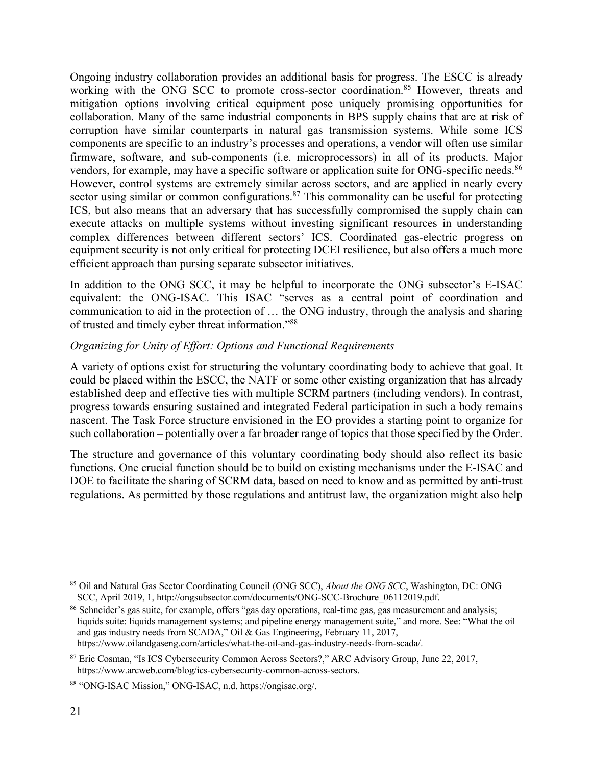Ongoing industry collaboration provides an additional basis for progress. The ESCC is already working with the ONG SCC to promote cross-sector coordination.[85] However, threats and mitigation options involving critical equipment pose uniquely promising opportunities for collaboration. Many of the same industrial components in BPS supply chains that are at risk of corruption have similar counterparts in natural gas transmission systems. While some ICS components are specific to an industry's processes and operations, a vendor will often use similar firmware, software, and sub-components (i.e. microprocessors) in all of its products. Major vendors, for example, may have a specific software or application suite for ONG-specific needs.[86] However, control systems are extremely similar across sectors, and are applied in nearly every sector using similar or common configurations.[87] This commonality can be useful for protecting ICS, but also means that an adversary that has successfully compromised the supply chain can execute attacks on multiple systems without investing significant resources in understanding complex differences between different sectors' ICS. Coordinated gas-electric progress on equipment security is not only critical for protecting DCEI resilience, but also offers a much more efficient approach than pursing separate subsector initiatives.

In addition to the ONG SCC, it may be helpful to incorporate the ONG subsector's E-ISAC equivalent: the ONG-ISAC. This ISAC "serves as a central point of coordination and communication to aid in the protection of … the ONG industry, through the analysis and sharing of trusted and timely cyber threat information."[88]

*Organizing for Unity of Effort: Options and Functional Requirements*

A variety of options exist for structuring the voluntary coordinating body to achieve that goal. It could be placed within the ESCC, the NATF or some other existing organization that has already established deep and effective ties with multiple SCRM partners (including vendors). In contrast, progress towards ensuring sustained and integrated Federal participation in such a body remains nascent. The Task Force structure envisioned in the EO provides a starting point to organize for such collaboration – potentially over a far broader range of topics that those specified by the Order.

The structure and governance of this voluntary coordinating body should also reflect its basic functions. One crucial function should be to build on existing mechanisms under the E-ISAC and DOE to facilitate the sharing of SCRM data, based on need to know and as permitted by anti-trust regulations. As permitted by those regulations and antitrust law, the organization might also help

---

[85] Oil and Natural Gas Sector Coordinating Council (ONG SCC), *About the ONG SCC*, Washington, DC: ONG SCC, April 2019, 1, http://ongsubsector.com/documents/ONG-SCC-Brochure_06112019.pdf.

[86] Schneider's gas suite, for example, offers "gas day operations, real-time gas, gas measurement and analysis; liquids suite: liquids management systems; and pipeline energy management suite," and more. See: "What the oil and gas industry needs from SCADA," Oil & Gas Engineering, February 11, 2017, https://www.oilandgaseng.com/articles/what-the-oil-and-gas-industry-needs-from-scada/.

[87] Eric Cosman, "Is ICS Cybersecurity Common Across Sectors?," ARC Advisory Group, June 22, 2017, https://www.arcweb.com/blog/ics-cybersecurity-common-across-sectors.

[88] "ONG-ISAC Mission," ONG-ISAC, n.d. https://ongisac.org/.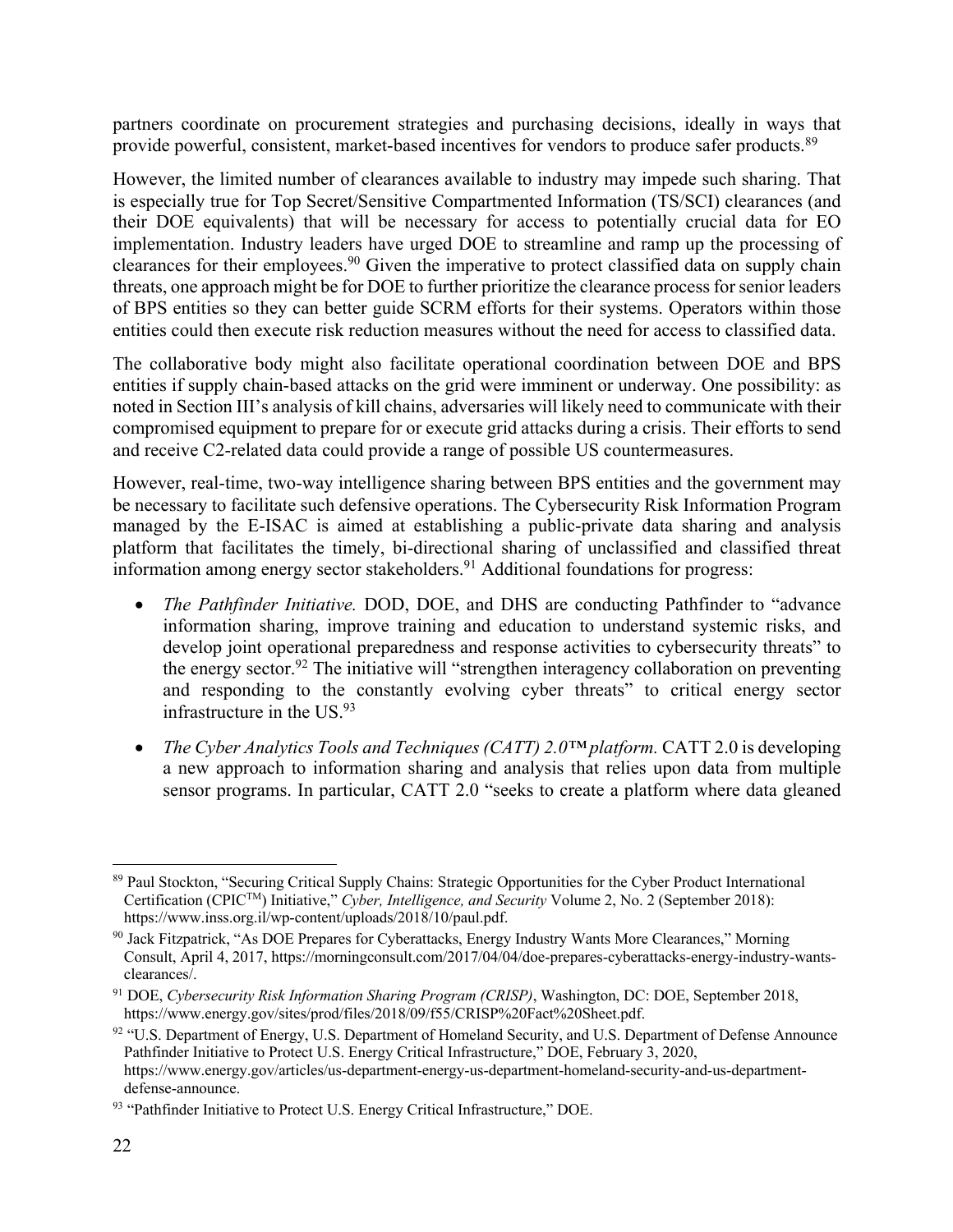partners coordinate on procurement strategies and purchasing decisions, ideally in ways that provide powerful, consistent, market-based incentives for vendors to produce safer products.[89]

However, the limited number of clearances available to industry may impede such sharing. That is especially true for Top Secret/Sensitive Compartmented Information (TS/SCI) clearances (and their DOE equivalents) that will be necessary for access to potentially crucial data for EO implementation. Industry leaders have urged DOE to streamline and ramp up the processing of clearances for their employees.[90] Given the imperative to protect classified data on supply chain threats, one approach might be for DOE to further prioritize the clearance process for senior leaders of BPS entities so they can better guide SCRM efforts for their systems. Operators within those entities could then execute risk reduction measures without the need for access to classified data.

The collaborative body might also facilitate operational coordination between DOE and BPS entities if supply chain-based attacks on the grid were imminent or underway. One possibility: as noted in Section III's analysis of kill chains, adversaries will likely need to communicate with their compromised equipment to prepare for or execute grid attacks during a crisis. Their efforts to send and receive C2-related data could provide a range of possible US countermeasures.

However, real-time, two-way intelligence sharing between BPS entities and the government may be necessary to facilitate such defensive operations. The Cybersecurity Risk Information Program managed by the E-ISAC is aimed at establishing a public-private data sharing and analysis platform that facilitates the timely, bi-directional sharing of unclassified and classified threat information among energy sector stakeholders.[91] Additional foundations for progress:

- *The Pathfinder Initiative.* DOD, DOE, and DHS are conducting Pathfinder to "advance information sharing, improve training and education to understand systemic risks, and develop joint operational preparedness and response activities to cybersecurity threats" to the energy sector.[92] The initiative will "strengthen interagency collaboration on preventing and responding to the constantly evolving cyber threats" to critical energy sector infrastructure in the US.[93]
- *The Cyber Analytics Tools and Techniques (CATT) 2.0™ platform.* CATT 2.0 is developing a new approach to information sharing and analysis that relies upon data from multiple sensor programs. In particular, CATT 2.0 "seeks to create a platform where data gleaned

---

[89] Paul Stockton, "Securing Critical Supply Chains: Strategic Opportunities for the Cyber Product International Certification (CPIC™) Initiative," *Cyber, Intelligence, and Security* Volume 2, No. 2 (September 2018): https://www.inss.org.il/wp-content/uploads/2018/10/paul.pdf.

[90] Jack Fitzpatrick, "As DOE Prepares for Cyberattacks, Energy Industry Wants More Clearances," Morning Consult, April 4, 2017, https://morningconsult.com/2017/04/04/doe-prepares-cyberattacks-energy-industry-wants-clearances/.

[91] DOE, *Cybersecurity Risk Information Sharing Program (CRISP)*, Washington, DC: DOE, September 2018, https://www.energy.gov/sites/prod/files/2018/09/f55/CRISP%20Fact%20Sheet.pdf.

[92] "U.S. Department of Energy, U.S. Department of Homeland Security, and U.S. Department of Defense Announce Pathfinder Initiative to Protect U.S. Energy Critical Infrastructure," DOE, February 3, 2020, https://www.energy.gov/articles/us-department-energy-us-department-homeland-security-and-us-department-defense-announce.

[93] "Pathfinder Initiative to Protect U.S. Energy Critical Infrastructure," DOE.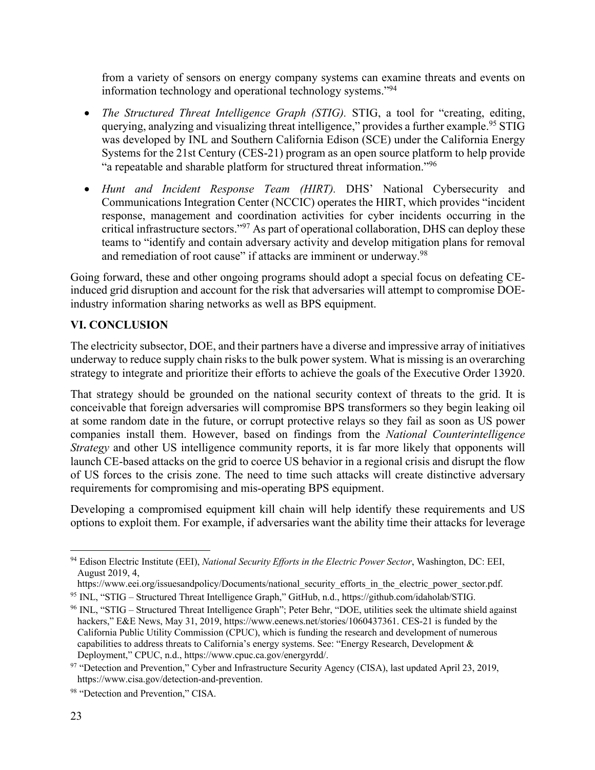from a variety of sensors on energy company systems can examine threats and events on information technology and operational technology systems."[94]

- *The Structured Threat Intelligence Graph (STIG).* STIG, a tool for "creating, editing, querying, analyzing and visualizing threat intelligence," provides a further example.[95] STIG was developed by INL and Southern California Edison (SCE) under the California Energy Systems for the 21st Century (CES-21) program as an open source platform to help provide "a repeatable and sharable platform for structured threat information."[96]
- *Hunt and Incident Response Team (HIRT).* DHS' National Cybersecurity and Communications Integration Center (NCCIC) operates the HIRT, which provides "incident response, management and coordination activities for cyber incidents occurring in the critical infrastructure sectors."[97] As part of operational collaboration, DHS can deploy these teams to "identify and contain adversary activity and develop mitigation plans for removal and remediation of root cause" if attacks are imminent or underway.[98]

Going forward, these and other ongoing programs should adopt a special focus on defeating CE-induced grid disruption and account for the risk that adversaries will attempt to compromise DOE-industry information sharing networks as well as BPS equipment.

## VI. CONCLUSION

The electricity subsector, DOE, and their partners have a diverse and impressive array of initiatives underway to reduce supply chain risks to the bulk power system. What is missing is an overarching strategy to integrate and prioritize their efforts to achieve the goals of the Executive Order 13920.

That strategy should be grounded on the national security context of threats to the grid. It is conceivable that foreign adversaries will compromise BPS transformers so they begin leaking oil at some random date in the future, or corrupt protective relays so they fail as soon as US power companies install them. However, based on findings from the *National Counterintelligence Strategy* and other US intelligence community reports, it is far more likely that opponents will launch CE-based attacks on the grid to coerce US behavior in a regional crisis and disrupt the flow of US forces to the crisis zone. The need to time such attacks will create distinctive adversary requirements for compromising and mis-operating BPS equipment.

Developing a compromised equipment kill chain will help identify these requirements and US options to exploit them. For example, if adversaries want the ability time their attacks for leverage

---

[94] Edison Electric Institute (EEI), *National Security Efforts in the Electric Power Sector*, Washington, DC: EEI, August 2019, 4, https://www.eei.org/issuesandpolicy/Documents/national_security_efforts_in_the_electric_power_sector.pdf.

[95] INL, "STIG – Structured Threat Intelligence Graph," GitHub, n.d., https://github.com/idaholab/STIG.

[96] INL, "STIG – Structured Threat Intelligence Graph"; Peter Behr, "DOE, utilities seek the ultimate shield against hackers," E&E News, May 31, 2019, https://www.eenews.net/stories/1060437361. CES-21 is funded by the California Public Utility Commission (CPUC), which is funding the research and development of numerous capabilities to address threats to California's energy systems. See: "Energy Research, Development & Deployment," CPUC, n.d., https://www.cpuc.ca.gov/energyrdd/.

[97] "Detection and Prevention," Cyber and Infrastructure Security Agency (CISA), last updated April 23, 2019, https://www.cisa.gov/detection-and-prevention.

[98] "Detection and Prevention," CISA.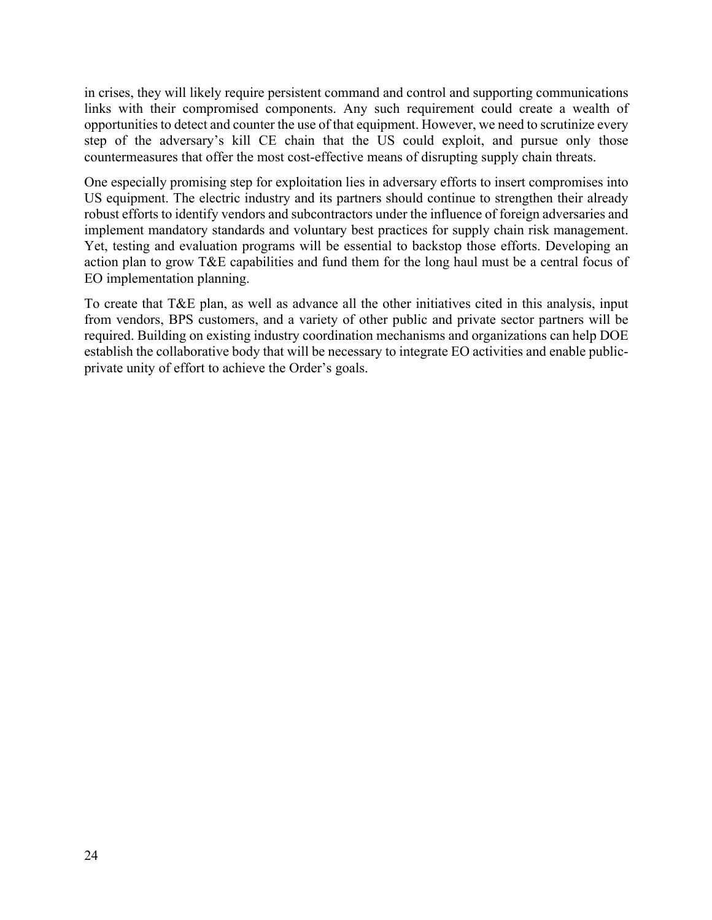in crises, they will likely require persistent command and control and supporting communications links with their compromised components. Any such requirement could create a wealth of opportunities to detect and counter the use of that equipment. However, we need to scrutinize every step of the adversary's kill CE chain that the US could exploit, and pursue only those countermeasures that offer the most cost-effective means of disrupting supply chain threats.

One especially promising step for exploitation lies in adversary efforts to insert compromises into US equipment. The electric industry and its partners should continue to strengthen their already robust efforts to identify vendors and subcontractors under the influence of foreign adversaries and implement mandatory standards and voluntary best practices for supply chain risk management. Yet, testing and evaluation programs will be essential to backstop those efforts. Developing an action plan to grow T&E capabilities and fund them for the long haul must be a central focus of EO implementation planning.

To create that T&E plan, as well as advance all the other initiatives cited in this analysis, input from vendors, BPS customers, and a variety of other public and private sector partners will be required. Building on existing industry coordination mechanisms and organizations can help DOE establish the collaborative body that will be necessary to integrate EO activities and enable public-private unity of effort to achieve the Order's goals.